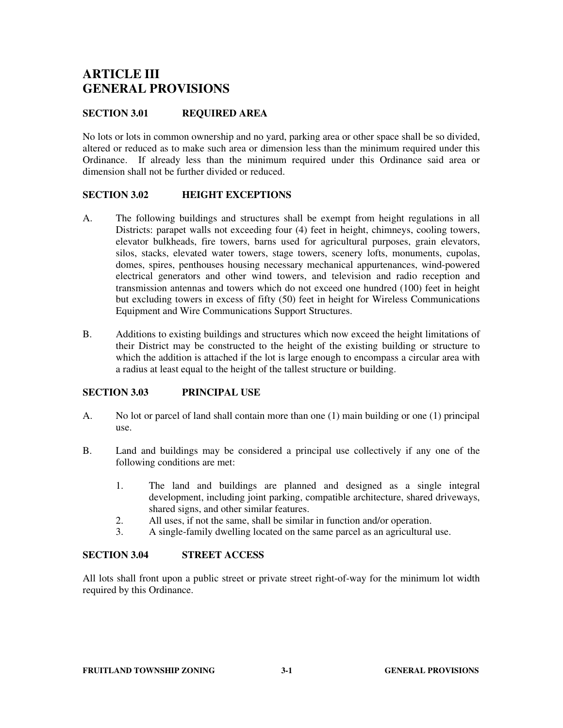# ARTICLE III
# GENERAL PROVISIONS

### SECTION 3.01 REQUIRED AREA

No lots or lots in common ownership and no yard, parking area or other space shall be so divided, altered or reduced as to make such area or dimension less than the minimum required under this Ordinance. If already less than the minimum required under this Ordinance said area or dimension shall not be further divided or reduced.

### SECTION 3.02 HEIGHT EXCEPTIONS

A. The following buildings and structures shall be exempt from height regulations in all Districts: parapet walls not exceeding four (4) feet in height, chimneys, cooling towers, elevator bulkheads, fire towers, barns used for agricultural purposes, grain elevators, silos, stacks, elevated water towers, stage towers, scenery lofts, monuments, cupolas, domes, spires, penthouses housing necessary mechanical appurtenances, wind-powered electrical generators and other wind towers, and television and radio reception and transmission antennas and towers which do not exceed one hundred (100) feet in height but excluding towers in excess of fifty (50) feet in height for Wireless Communications Equipment and Wire Communications Support Structures.

B. Additions to existing buildings and structures which now exceed the height limitations of their District may be constructed to the height of the existing building or structure to which the addition is attached if the lot is large enough to encompass a circular area with a radius at least equal to the height of the tallest structure or building.

### SECTION 3.03 PRINCIPAL USE

A. No lot or parcel of land shall contain more than one (1) main building or one (1) principal use.

B. Land and buildings may be considered a principal use collectively if any one of the following conditions are met:

1. The land and buildings are planned and designed as a single integral development, including joint parking, compatible architecture, shared driveways, shared signs, and other similar features.
2. All uses, if not the same, shall be similar in function and/or operation.
3. A single-family dwelling located on the same parcel as an agricultural use.

### SECTION 3.04 STREET ACCESS

All lots shall front upon a public street or private street right-of-way for the minimum lot width required by this Ordinance.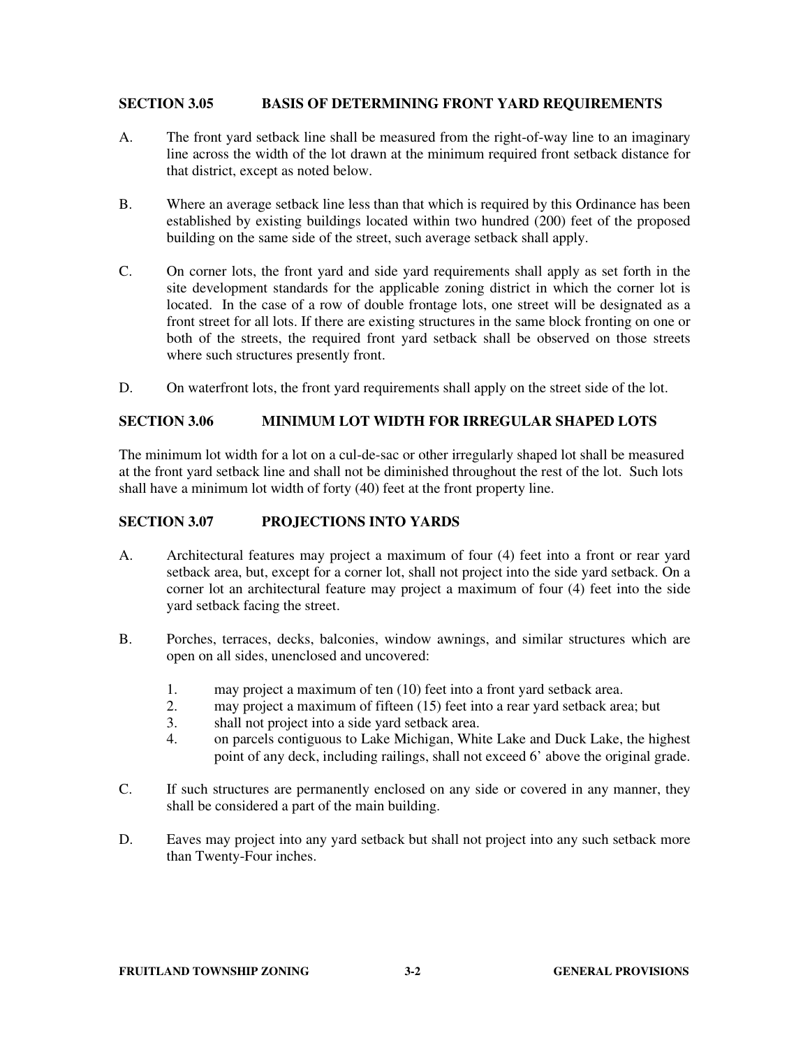## SECTION 3.05 BASIS OF DETERMINING FRONT YARD REQUIREMENTS

A. The front yard setback line shall be measured from the right-of-way line to an imaginary line across the width of the lot drawn at the minimum required front setback distance for that district, except as noted below.

B. Where an average setback line less than that which is required by this Ordinance has been established by existing buildings located within two hundred (200) feet of the proposed building on the same side of the street, such average setback shall apply.

C. On corner lots, the front yard and side yard requirements shall apply as set forth in the site development standards for the applicable zoning district in which the corner lot is located. In the case of a row of double frontage lots, one street will be designated as a front street for all lots. If there are existing structures in the same block fronting on one or both of the streets, the required front yard setback shall be observed on those streets where such structures presently front.

D. On waterfront lots, the front yard requirements shall apply on the street side of the lot.

## SECTION 3.06 MINIMUM LOT WIDTH FOR IRREGULAR SHAPED LOTS

The minimum lot width for a lot on a cul-de-sac or other irregularly shaped lot shall be measured at the front yard setback line and shall not be diminished throughout the rest of the lot. Such lots shall have a minimum lot width of forty (40) feet at the front property line.

## SECTION 3.07 PROJECTIONS INTO YARDS

A. Architectural features may project a maximum of four (4) feet into a front or rear yard setback area, but, except for a corner lot, shall not project into the side yard setback. On a corner lot an architectural feature may project a maximum of four (4) feet into the side yard setback facing the street.

B. Porches, terraces, decks, balconies, window awnings, and similar structures which are open on all sides, unenclosed and uncovered:

1. may project a maximum of ten (10) feet into a front yard setback area.
2. may project a maximum of fifteen (15) feet into a rear yard setback area; but
3. shall not project into a side yard setback area.
4. on parcels contiguous to Lake Michigan, White Lake and Duck Lake, the highest point of any deck, including railings, shall not exceed 6' above the original grade.

C. If such structures are permanently enclosed on any side or covered in any manner, they shall be considered a part of the main building.

D. Eaves may project into any yard setback but shall not project into any such setback more than Twenty-Four inches.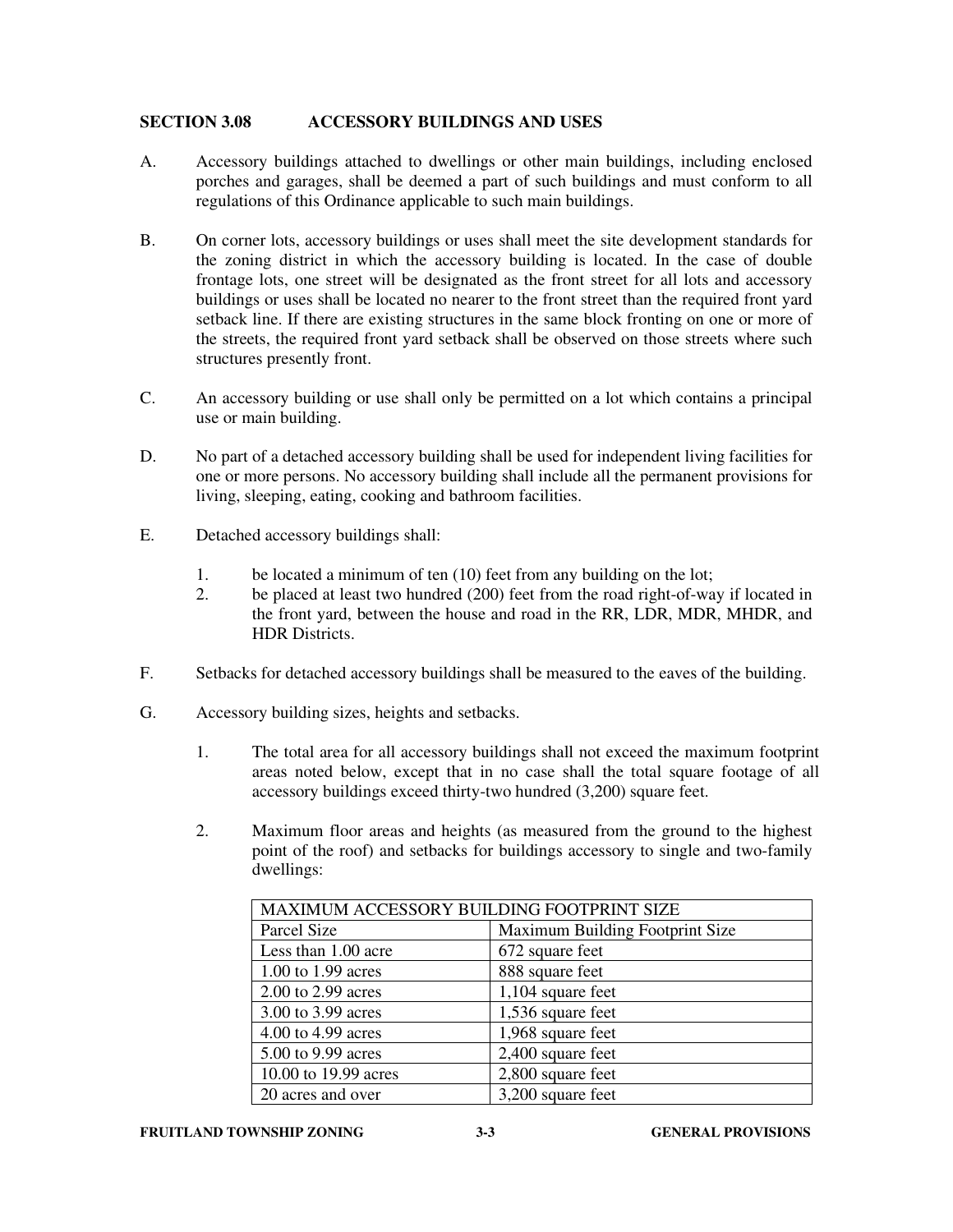## SECTION 3.08 ACCESSORY BUILDINGS AND USES

A. Accessory buildings attached to dwellings or other main buildings, including enclosed porches and garages, shall be deemed a part of such buildings and must conform to all regulations of this Ordinance applicable to such main buildings.

B. On corner lots, accessory buildings or uses shall meet the site development standards for the zoning district in which the accessory building is located. In the case of double frontage lots, one street will be designated as the front street for all lots and accessory buildings or uses shall be located no nearer to the front street than the required front yard setback line. If there are existing structures in the same block fronting on one or more of the streets, the required front yard setback shall be observed on those streets where such structures presently front.

C. An accessory building or use shall only be permitted on a lot which contains a principal use or main building.

D. No part of a detached accessory building shall be used for independent living facilities for one or more persons. No accessory building shall include all the permanent provisions for living, sleeping, eating, cooking and bathroom facilities.

E. Detached accessory buildings shall:

1. be located a minimum of ten (10) feet from any building on the lot;
2. be placed at least two hundred (200) feet from the road right-of-way if located in the front yard, between the house and road in the RR, LDR, MDR, MHDR, and HDR Districts.

F. Setbacks for detached accessory buildings shall be measured to the eaves of the building.

G. Accessory building sizes, heights and setbacks.

1. The total area for all accessory buildings shall not exceed the maximum footprint areas noted below, except that in no case shall the total square footage of all accessory buildings exceed thirty-two hundred (3,200) square feet.

2. Maximum floor areas and heights (as measured from the ground to the highest point of the roof) and setbacks for buildings accessory to single and two-family dwellings:

| MAXIMUM ACCESSORY BUILDING FOOTPRINT SIZE | |
|---|---|
| Parcel Size | Maximum Building Footprint Size |
| Less than 1.00 acre | 672 square feet |
| 1.00 to 1.99 acres | 888 square feet |
| 2.00 to 2.99 acres | 1,104 square feet |
| 3.00 to 3.99 acres | 1,536 square feet |
| 4.00 to 4.99 acres | 1,968 square feet |
| 5.00 to 9.99 acres | 2,400 square feet |
| 10.00 to 19.99 acres | 2,800 square feet |
| 20 acres and over | 3,200 square feet |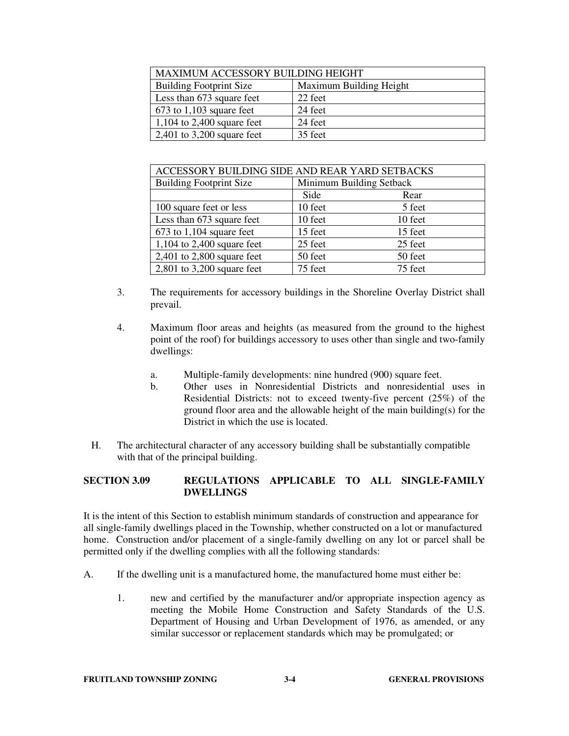| MAXIMUM ACCESSORY BUILDING HEIGHT | |
|---|---|
| Building Footprint Size | Maximum Building Height |
| Less than 673 square feet | 22 feet |
| 673 to 1,103 square feet | 24 feet |
| 1,104 to 2,400 square feet | 24 feet |
| 2,401 to 3,200 square feet | 35 feet |

| ACCESSORY BUILDING SIDE AND REAR YARD SETBACKS | | |
|---|---|---|
| Building Footprint Size | Minimum Building Setback | |
| | Side | Rear |
| 100 square feet or less | 10 feet | 5 feet |
| Less than 673 square feet | 10 feet | 10 feet |
| 673 to 1,104 square feet | 15 feet | 15 feet |
| 1,104 to 2,400 square feet | 25 feet | 25 feet |
| 2,401 to 2,800 square feet | 50 feet | 50 feet |
| 2,801 to 3,200 square feet | 75 feet | 75 feet |

3. The requirements for accessory buildings in the Shoreline Overlay District shall prevail.

4. Maximum floor areas and heights (as measured from the ground to the highest point of the roof) for buildings accessory to uses other than single and two-family dwellings:

   a. Multiple-family developments: nine hundred (900) square feet.

   b. Other uses in Nonresidential Districts and nonresidential uses in Residential Districts: not to exceed twenty-five percent (25%) of the ground floor area and the allowable height of the main building(s) for the District in which the use is located.

H. The architectural character of any accessory building shall be substantially compatible with that of the principal building.

## SECTION 3.09 REGULATIONS APPLICABLE TO ALL SINGLE-FAMILY DWELLINGS

It is the intent of this Section to establish minimum standards of construction and appearance for all single-family dwellings placed in the Township, whether constructed on a lot or manufactured home. Construction and/or placement of a single-family dwelling on any lot or parcel shall be permitted only if the dwelling complies with all the following standards:

A. If the dwelling unit is a manufactured home, the manufactured home must either be:

   1. new and certified by the manufacturer and/or appropriate inspection agency as meeting the Mobile Home Construction and Safety Standards of the U.S. Department of Housing and Urban Development of 1976, as amended, or any similar successor or replacement standards which may be promulgated; or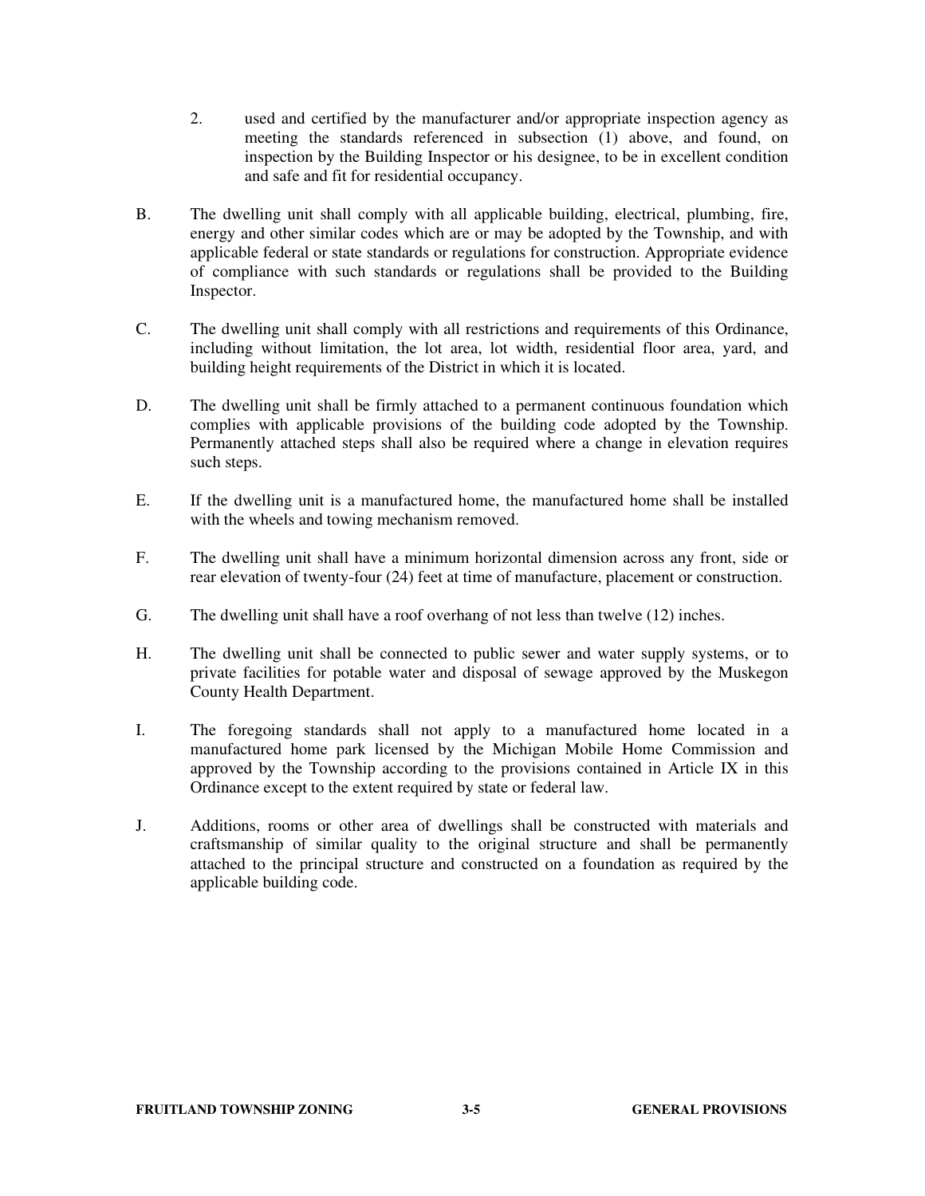2. used and certified by the manufacturer and/or appropriate inspection agency as meeting the standards referenced in subsection (1) above, and found, on inspection by the Building Inspector or his designee, to be in excellent condition and safe and fit for residential occupancy.

B. The dwelling unit shall comply with all applicable building, electrical, plumbing, fire, energy and other similar codes which are or may be adopted by the Township, and with applicable federal or state standards or regulations for construction. Appropriate evidence of compliance with such standards or regulations shall be provided to the Building Inspector.

C. The dwelling unit shall comply with all restrictions and requirements of this Ordinance, including without limitation, the lot area, lot width, residential floor area, yard, and building height requirements of the District in which it is located.

D. The dwelling unit shall be firmly attached to a permanent continuous foundation which complies with applicable provisions of the building code adopted by the Township. Permanently attached steps shall also be required where a change in elevation requires such steps.

E. If the dwelling unit is a manufactured home, the manufactured home shall be installed with the wheels and towing mechanism removed.

F. The dwelling unit shall have a minimum horizontal dimension across any front, side or rear elevation of twenty-four (24) feet at time of manufacture, placement or construction.

G. The dwelling unit shall have a roof overhang of not less than twelve (12) inches.

H. The dwelling unit shall be connected to public sewer and water supply systems, or to private facilities for potable water and disposal of sewage approved by the Muskegon County Health Department.

I. The foregoing standards shall not apply to a manufactured home located in a manufactured home park licensed by the Michigan Mobile Home Commission and approved by the Township according to the provisions contained in Article IX in this Ordinance except to the extent required by state or federal law.

J. Additions, rooms or other area of dwellings shall be constructed with materials and craftsmanship of similar quality to the original structure and shall be permanently attached to the principal structure and constructed on a foundation as required by the applicable building code.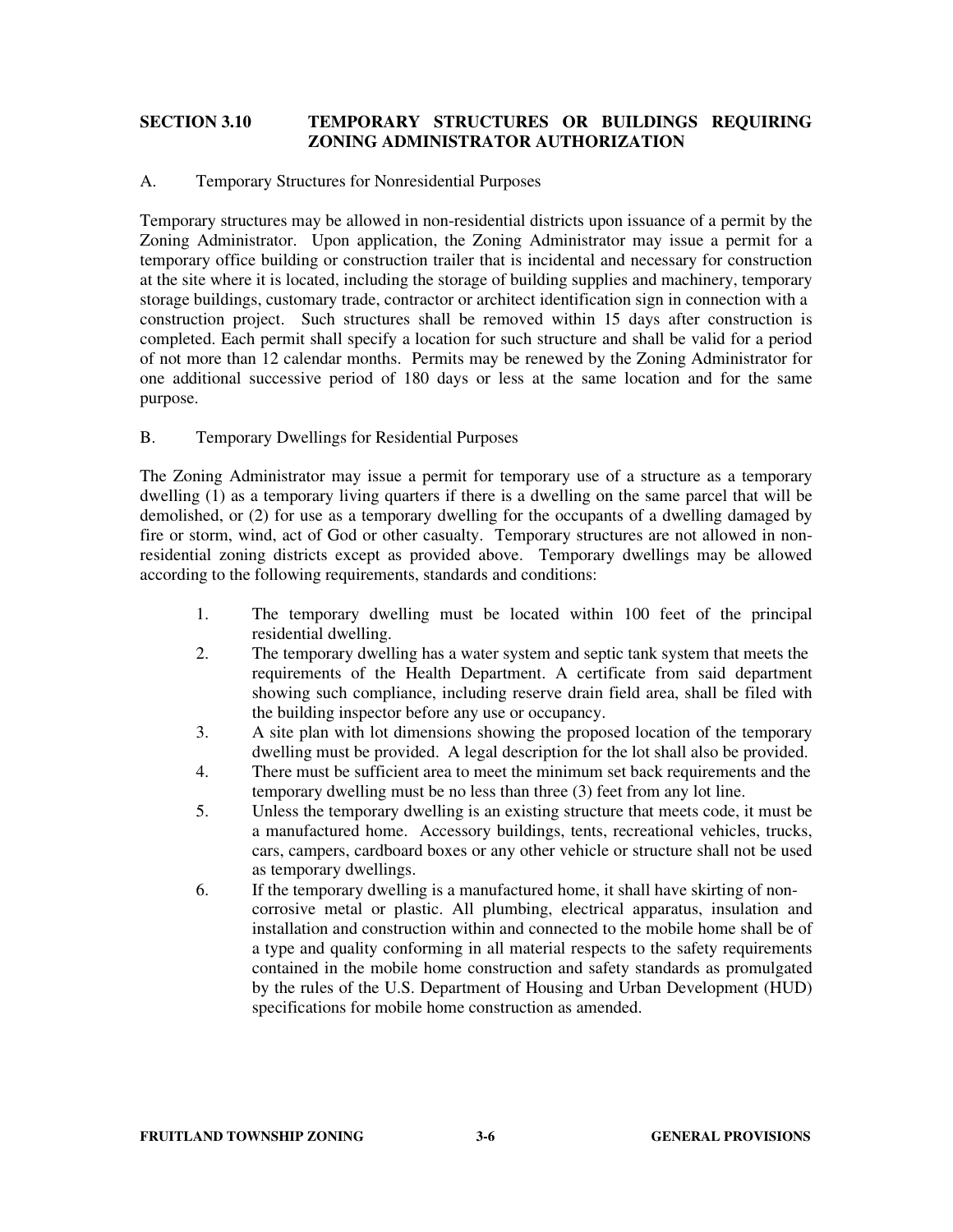## SECTION 3.10 TEMPORARY STRUCTURES OR BUILDINGS REQUIRING ZONING ADMINISTRATOR AUTHORIZATION

A. Temporary Structures for Nonresidential Purposes

Temporary structures may be allowed in non-residential districts upon issuance of a permit by the Zoning Administrator. Upon application, the Zoning Administrator may issue a permit for a temporary office building or construction trailer that is incidental and necessary for construction at the site where it is located, including the storage of building supplies and machinery, temporary storage buildings, customary trade, contractor or architect identification sign in connection with a construction project. Such structures shall be removed within 15 days after construction is completed. Each permit shall specify a location for such structure and shall be valid for a period of not more than 12 calendar months. Permits may be renewed by the Zoning Administrator for one additional successive period of 180 days or less at the same location and for the same purpose.

B. Temporary Dwellings for Residential Purposes

The Zoning Administrator may issue a permit for temporary use of a structure as a temporary dwelling (1) as a temporary living quarters if there is a dwelling on the same parcel that will be demolished, or (2) for use as a temporary dwelling for the occupants of a dwelling damaged by fire or storm, wind, act of God or other casualty. Temporary structures are not allowed in non-residential zoning districts except as provided above. Temporary dwellings may be allowed according to the following requirements, standards and conditions:

1. The temporary dwelling must be located within 100 feet of the principal residential dwelling.
2. The temporary dwelling has a water system and septic tank system that meets the requirements of the Health Department. A certificate from said department showing such compliance, including reserve drain field area, shall be filed with the building inspector before any use or occupancy.
3. A site plan with lot dimensions showing the proposed location of the temporary dwelling must be provided. A legal description for the lot shall also be provided.
4. There must be sufficient area to meet the minimum set back requirements and the temporary dwelling must be no less than three (3) feet from any lot line.
5. Unless the temporary dwelling is an existing structure that meets code, it must be a manufactured home. Accessory buildings, tents, recreational vehicles, trucks, cars, campers, cardboard boxes or any other vehicle or structure shall not be used as temporary dwellings.
6. If the temporary dwelling is a manufactured home, it shall have skirting of non-corrosive metal or plastic. All plumbing, electrical apparatus, insulation and installation and construction within and connected to the mobile home shall be of a type and quality conforming in all material respects to the safety requirements contained in the mobile home construction and safety standards as promulgated by the rules of the U.S. Department of Housing and Urban Development (HUD) specifications for mobile home construction as amended.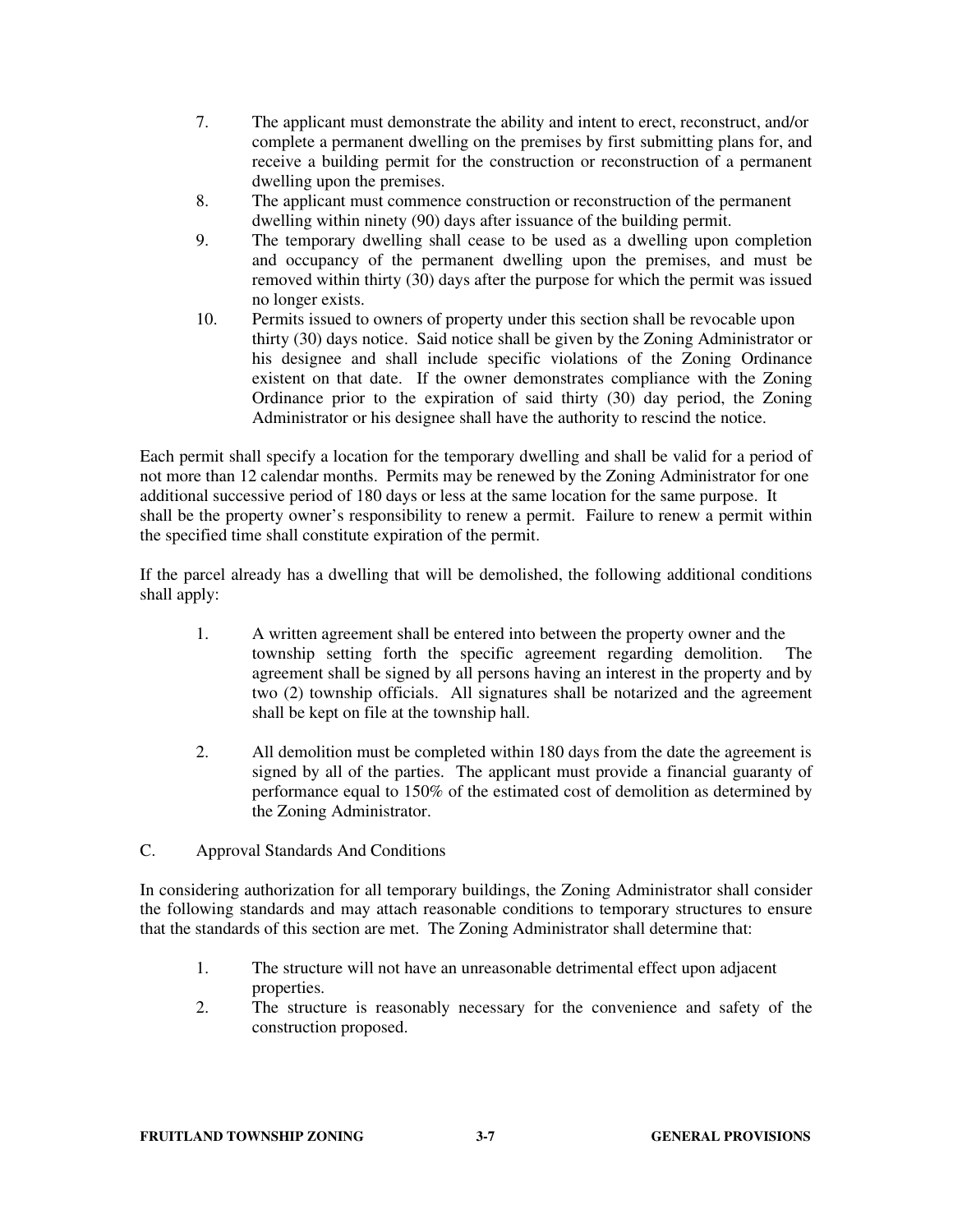7. The applicant must demonstrate the ability and intent to erect, reconstruct, and/or complete a permanent dwelling on the premises by first submitting plans for, and receive a building permit for the construction or reconstruction of a permanent dwelling upon the premises.
8. The applicant must commence construction or reconstruction of the permanent dwelling within ninety (90) days after issuance of the building permit.
9. The temporary dwelling shall cease to be used as a dwelling upon completion and occupancy of the permanent dwelling upon the premises, and must be removed within thirty (30) days after the purpose for which the permit was issued no longer exists.
10. Permits issued to owners of property under this section shall be revocable upon thirty (30) days notice. Said notice shall be given by the Zoning Administrator or his designee and shall include specific violations of the Zoning Ordinance existent on that date. If the owner demonstrates compliance with the Zoning Ordinance prior to the expiration of said thirty (30) day period, the Zoning Administrator or his designee shall have the authority to rescind the notice.

Each permit shall specify a location for the temporary dwelling and shall be valid for a period of not more than 12 calendar months. Permits may be renewed by the Zoning Administrator for one additional successive period of 180 days or less at the same location for the same purpose. It shall be the property owner's responsibility to renew a permit. Failure to renew a permit within the specified time shall constitute expiration of the permit.

If the parcel already has a dwelling that will be demolished, the following additional conditions shall apply:

1. A written agreement shall be entered into between the property owner and the township setting forth the specific agreement regarding demolition. The agreement shall be signed by all persons having an interest in the property and by two (2) township officials. All signatures shall be notarized and the agreement shall be kept on file at the township hall.

2. All demolition must be completed within 180 days from the date the agreement is signed by all of the parties. The applicant must provide a financial guaranty of performance equal to 150% of the estimated cost of demolition as determined by the Zoning Administrator.

C. Approval Standards And Conditions

In considering authorization for all temporary buildings, the Zoning Administrator shall consider the following standards and may attach reasonable conditions to temporary structures to ensure that the standards of this section are met. The Zoning Administrator shall determine that:

1. The structure will not have an unreasonable detrimental effect upon adjacent properties.
2. The structure is reasonably necessary for the convenience and safety of the construction proposed.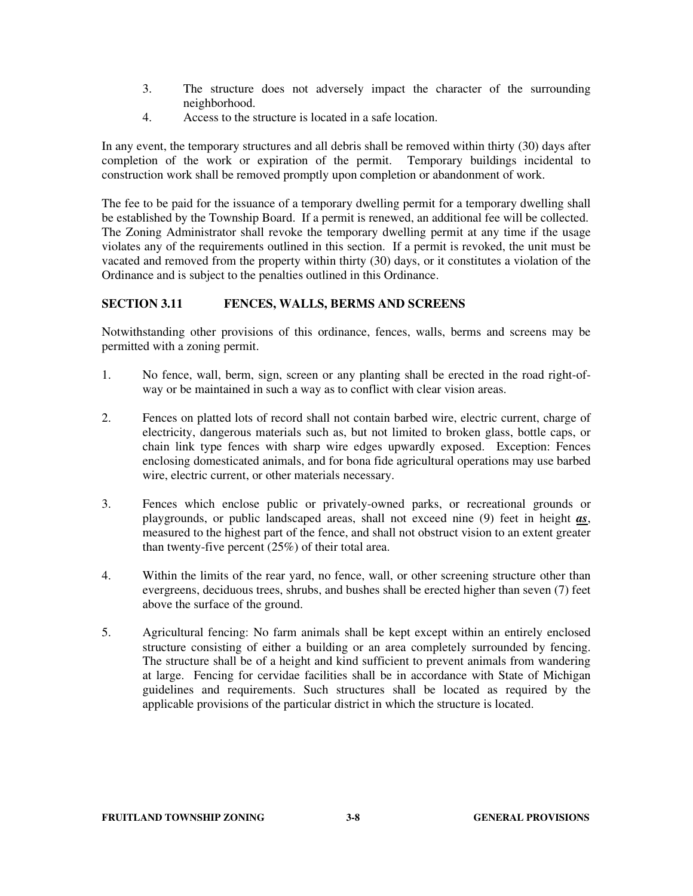3. The structure does not adversely impact the character of the surrounding neighborhood.
4. Access to the structure is located in a safe location.

In any event, the temporary structures and all debris shall be removed within thirty (30) days after completion of the work or expiration of the permit. Temporary buildings incidental to construction work shall be removed promptly upon completion or abandonment of work.

The fee to be paid for the issuance of a temporary dwelling permit for a temporary dwelling shall be established by the Township Board. If a permit is renewed, an additional fee will be collected. The Zoning Administrator shall revoke the temporary dwelling permit at any time if the usage violates any of the requirements outlined in this section. If a permit is revoked, the unit must be vacated and removed from the property within thirty (30) days, or it constitutes a violation of the Ordinance and is subject to the penalties outlined in this Ordinance.

## SECTION 3.11 FENCES, WALLS, BERMS AND SCREENS

Notwithstanding other provisions of this ordinance, fences, walls, berms and screens may be permitted with a zoning permit.

1. No fence, wall, berm, sign, screen or any planting shall be erected in the road right-of-way or be maintained in such a way as to conflict with clear vision areas.

2. Fences on platted lots of record shall not contain barbed wire, electric current, charge of electricity, dangerous materials such as, but not limited to broken glass, bottle caps, or chain link type fences with sharp wire edges upwardly exposed. Exception: Fences enclosing domesticated animals, and for bona fide agricultural operations may use barbed wire, electric current, or other materials necessary.

3. Fences which enclose public or privately-owned parks, or recreational grounds or playgrounds, or public landscaped areas, shall not exceed nine (9) feet in height ***as***, measured to the highest part of the fence, and shall not obstruct vision to an extent greater than twenty-five percent (25%) of their total area.

4. Within the limits of the rear yard, no fence, wall, or other screening structure other than evergreens, deciduous trees, shrubs, and bushes shall be erected higher than seven (7) feet above the surface of the ground.

5. Agricultural fencing: No farm animals shall be kept except within an entirely enclosed structure consisting of either a building or an area completely surrounded by fencing. The structure shall be of a height and kind sufficient to prevent animals from wandering at large. Fencing for cervidae facilities shall be in accordance with State of Michigan guidelines and requirements. Such structures shall be located as required by the applicable provisions of the particular district in which the structure is located.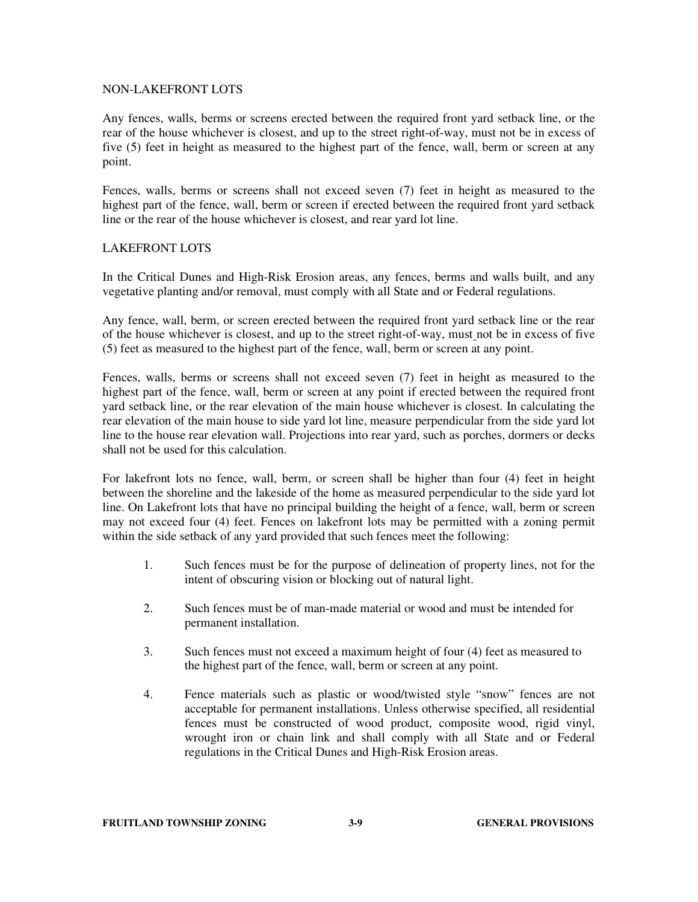NON-LAKEFRONT LOTS

Any fences, walls, berms or screens erected between the required front yard setback line, or the rear of the house whichever is closest, and up to the street right-of-way, must not be in excess of five (5) feet in height as measured to the highest part of the fence, wall, berm or screen at any point.

Fences, walls, berms or screens shall not exceed seven (7) feet in height as measured to the highest part of the fence, wall, berm or screen if erected between the required front yard setback line or the rear of the house whichever is closest, and rear yard lot line.

LAKEFRONT LOTS

In the Critical Dunes and High-Risk Erosion areas, any fences, berms and walls built, and any vegetative planting and/or removal, must comply with all State and or Federal regulations.

Any fence, wall, berm, or screen erected between the required front yard setback line or the rear of the house whichever is closest, and up to the street right-of-way, must not be in excess of five (5) feet as measured to the highest part of the fence, wall, berm or screen at any point.

Fences, walls, berms or screens shall not exceed seven (7) feet in height as measured to the highest part of the fence, wall, berm or screen at any point if erected between the required front yard setback line, or the rear elevation of the main house whichever is closest. In calculating the rear elevation of the main house to side yard lot line, measure perpendicular from the side yard lot line to the house rear elevation wall. Projections into rear yard, such as porches, dormers or decks shall not be used for this calculation.

For lakefront lots no fence, wall, berm, or screen shall be higher than four (4) feet in height between the shoreline and the lakeside of the home as measured perpendicular to the side yard lot line. On Lakefront lots that have no principal building the height of a fence, wall, berm or screen may not exceed four (4) feet. Fences on lakefront lots may be permitted with a zoning permit within the side setback of any yard provided that such fences meet the following:

1. Such fences must be for the purpose of delineation of property lines, not for the intent of obscuring vision or blocking out of natural light.
2. Such fences must be of man-made material or wood and must be intended for permanent installation.
3. Such fences must not exceed a maximum height of four (4) feet as measured to the highest part of the fence, wall, berm or screen at any point.
4. Fence materials such as plastic or wood/twisted style "snow" fences are not acceptable for permanent installations. Unless otherwise specified, all residential fences must be constructed of wood product, composite wood, rigid vinyl, wrought iron or chain link and shall comply with all State and or Federal regulations in the Critical Dunes and High-Risk Erosion areas.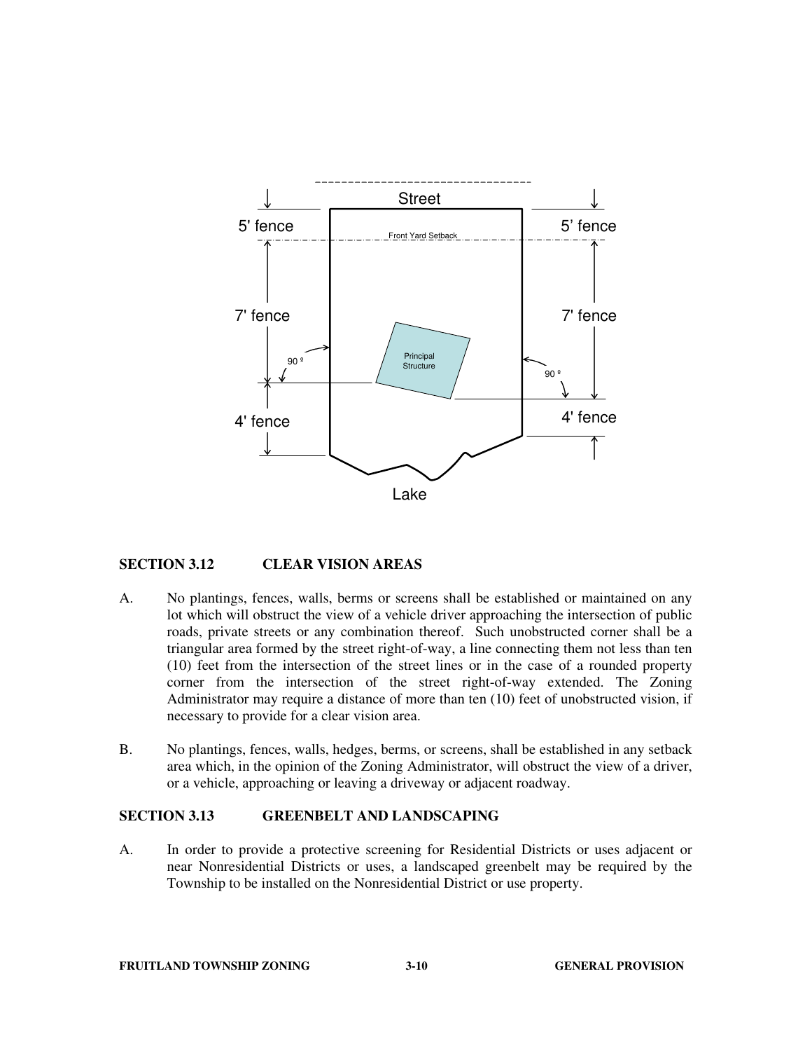## SECTION 3.12 CLEAR VISION AREAS

A. No plantings, fences, walls, berms or screens shall be established or maintained on any lot which will obstruct the view of a vehicle driver approaching the intersection of public roads, private streets or any combination thereof. Such unobstructed corner shall be a triangular area formed by the street right-of-way, a line connecting them not less than ten (10) feet from the intersection of the street lines or in the case of a rounded property corner from the intersection of the street right-of-way extended. The Zoning Administrator may require a distance of more than ten (10) feet of unobstructed vision, if necessary to provide for a clear vision area.

B. No plantings, fences, walls, hedges, berms, or screens, shall be established in any setback area which, in the opinion of the Zoning Administrator, will obstruct the view of a driver, or a vehicle, approaching or leaving a driveway or adjacent roadway.

## SECTION 3.13 GREENBELT AND LANDSCAPING

A. In order to provide a protective screening for Residential Districts or uses adjacent or near Nonresidential Districts or uses, a landscaped greenbelt may be required by the Township to be installed on the Nonresidential District or use property.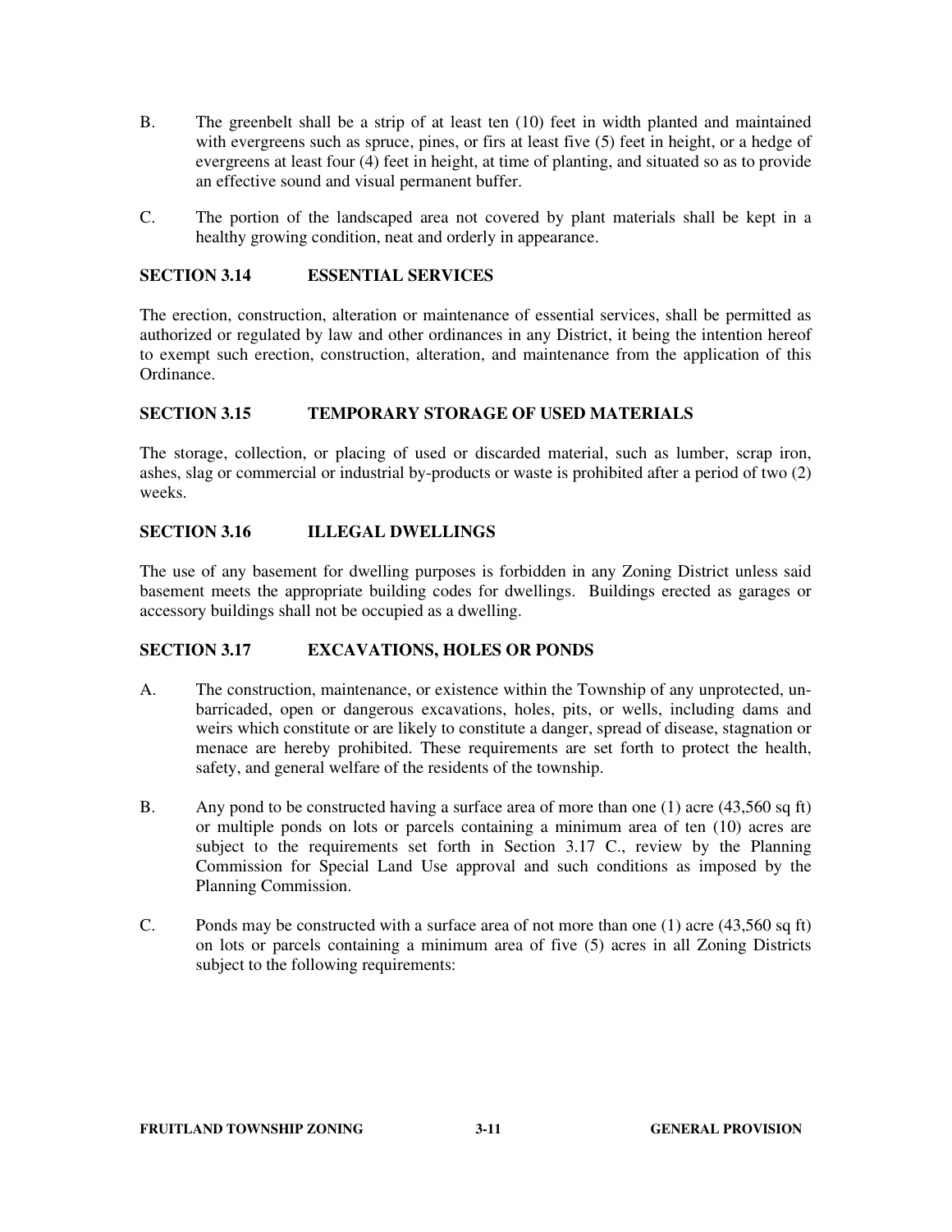B. The greenbelt shall be a strip of at least ten (10) feet in width planted and maintained with evergreens such as spruce, pines, or firs at least five (5) feet in height, or a hedge of evergreens at least four (4) feet in height, at time of planting, and situated so as to provide an effective sound and visual permanent buffer.

C. The portion of the landscaped area not covered by plant materials shall be kept in a healthy growing condition, neat and orderly in appearance.

## SECTION 3.14 ESSENTIAL SERVICES

The erection, construction, alteration or maintenance of essential services, shall be permitted as authorized or regulated by law and other ordinances in any District, it being the intention hereof to exempt such erection, construction, alteration, and maintenance from the application of this Ordinance.

## SECTION 3.15 TEMPORARY STORAGE OF USED MATERIALS

The storage, collection, or placing of used or discarded material, such as lumber, scrap iron, ashes, slag or commercial or industrial by-products or waste is prohibited after a period of two (2) weeks.

## SECTION 3.16 ILLEGAL DWELLINGS

The use of any basement for dwelling purposes is forbidden in any Zoning District unless said basement meets the appropriate building codes for dwellings. Buildings erected as garages or accessory buildings shall not be occupied as a dwelling.

## SECTION 3.17 EXCAVATIONS, HOLES OR PONDS

A. The construction, maintenance, or existence within the Township of any unprotected, un-barricaded, open or dangerous excavations, holes, pits, or wells, including dams and weirs which constitute or are likely to constitute a danger, spread of disease, stagnation or menace are hereby prohibited. These requirements are set forth to protect the health, safety, and general welfare of the residents of the township.

B. Any pond to be constructed having a surface area of more than one (1) acre (43,560 sq ft) or multiple ponds on lots or parcels containing a minimum area of ten (10) acres are subject to the requirements set forth in Section 3.17 C., review by the Planning Commission for Special Land Use approval and such conditions as imposed by the Planning Commission.

C. Ponds may be constructed with a surface area of not more than one (1) acre (43,560 sq ft) on lots or parcels containing a minimum area of five (5) acres in all Zoning Districts subject to the following requirements: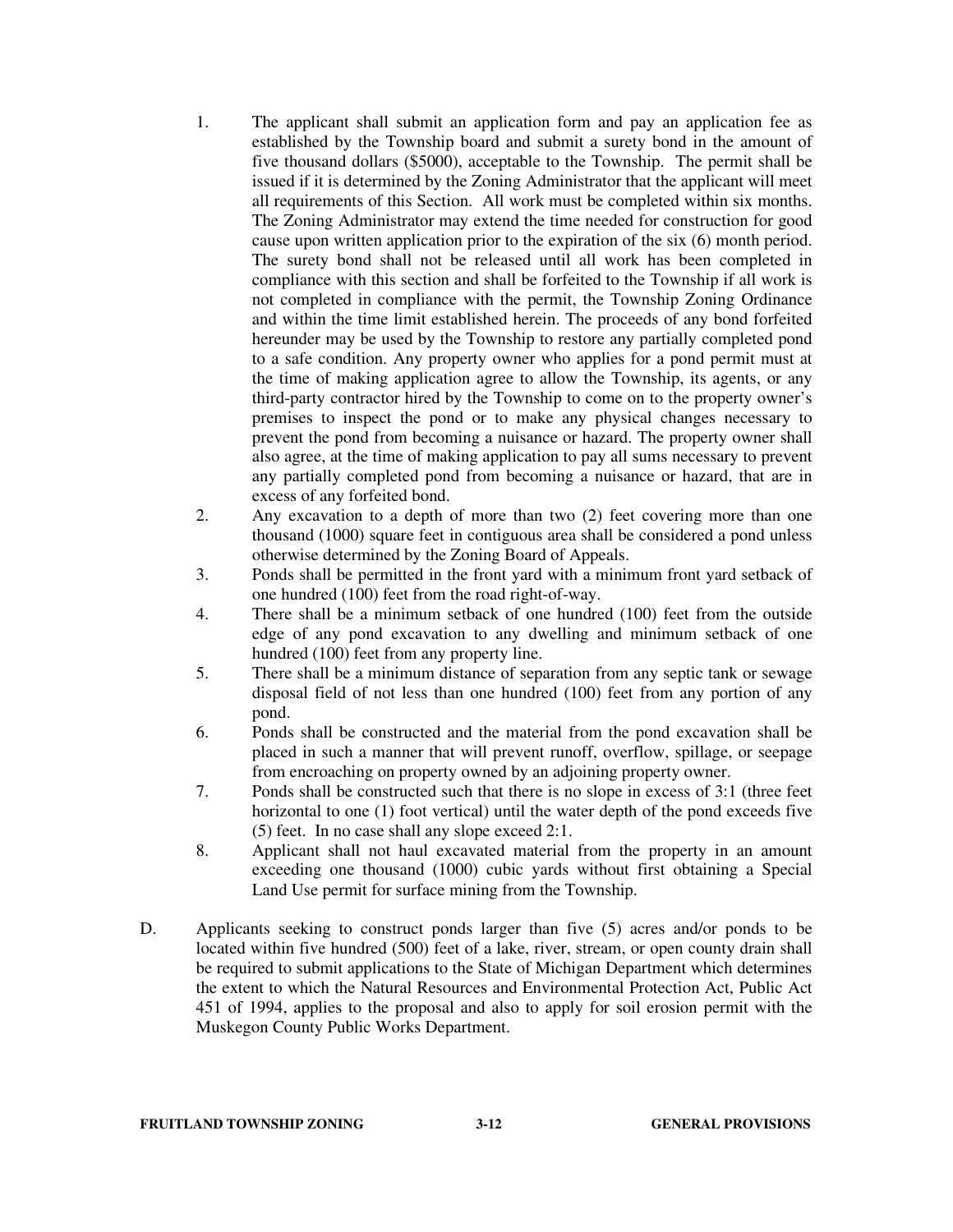1. The applicant shall submit an application form and pay an application fee as established by the Township board and submit a surety bond in the amount of five thousand dollars ($5000), acceptable to the Township. The permit shall be issued if it is determined by the Zoning Administrator that the applicant will meet all requirements of this Section. All work must be completed within six months. The Zoning Administrator may extend the time needed for construction for good cause upon written application prior to the expiration of the six (6) month period. The surety bond shall not be released until all work has been completed in compliance with this section and shall be forfeited to the Township if all work is not completed in compliance with the permit, the Township Zoning Ordinance and within the time limit established herein. The proceeds of any bond forfeited hereunder may be used by the Township to restore any partially completed pond to a safe condition. Any property owner who applies for a pond permit must at the time of making application agree to allow the Township, its agents, or any third-party contractor hired by the Township to come on to the property owner's premises to inspect the pond or to make any physical changes necessary to prevent the pond from becoming a nuisance or hazard. The property owner shall also agree, at the time of making application to pay all sums necessary to prevent any partially completed pond from becoming a nuisance or hazard, that are in excess of any forfeited bond.
2. Any excavation to a depth of more than two (2) feet covering more than one thousand (1000) square feet in contiguous area shall be considered a pond unless otherwise determined by the Zoning Board of Appeals.
3. Ponds shall be permitted in the front yard with a minimum front yard setback of one hundred (100) feet from the road right-of-way.
4. There shall be a minimum setback of one hundred (100) feet from the outside edge of any pond excavation to any dwelling and minimum setback of one hundred (100) feet from any property line.
5. There shall be a minimum distance of separation from any septic tank or sewage disposal field of not less than one hundred (100) feet from any portion of any pond.
6. Ponds shall be constructed and the material from the pond excavation shall be placed in such a manner that will prevent runoff, overflow, spillage, or seepage from encroaching on property owned by an adjoining property owner.
7. Ponds shall be constructed such that there is no slope in excess of 3:1 (three feet horizontal to one (1) foot vertical) until the water depth of the pond exceeds five (5) feet. In no case shall any slope exceed 2:1.
8. Applicant shall not haul excavated material from the property in an amount exceeding one thousand (1000) cubic yards without first obtaining a Special Land Use permit for surface mining from the Township.

D. Applicants seeking to construct ponds larger than five (5) acres and/or ponds to be located within five hundred (500) feet of a lake, river, stream, or open county drain shall be required to submit applications to the State of Michigan Department which determines the extent to which the Natural Resources and Environmental Protection Act, Public Act 451 of 1994, applies to the proposal and also to apply for soil erosion permit with the Muskegon County Public Works Department.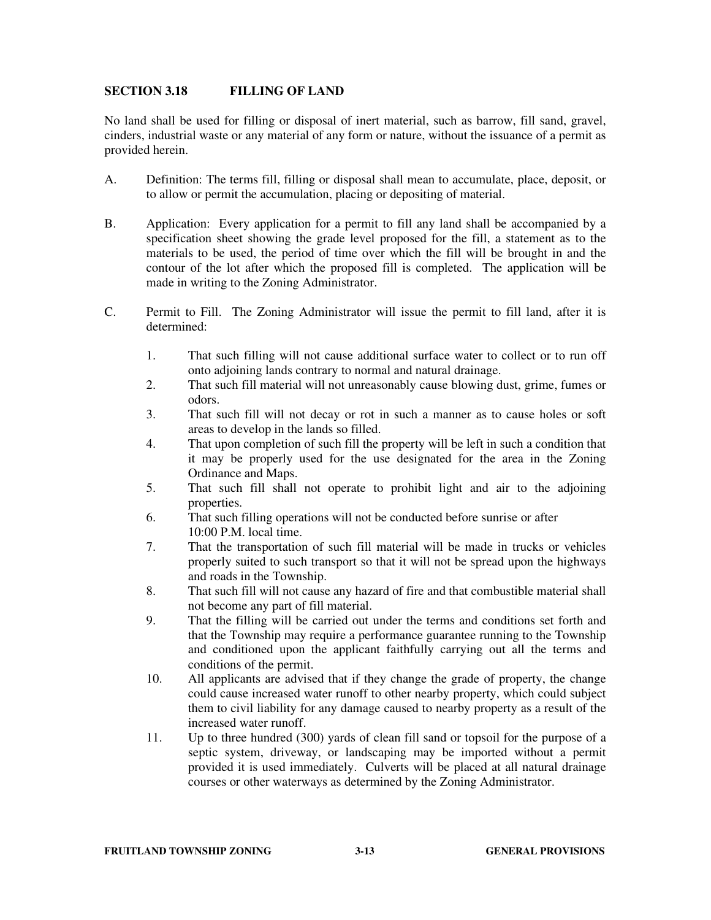## SECTION 3.18 FILLING OF LAND

No land shall be used for filling or disposal of inert material, such as barrow, fill sand, gravel, cinders, industrial waste or any material of any form or nature, without the issuance of a permit as provided herein.

A. Definition: The terms fill, filling or disposal shall mean to accumulate, place, deposit, or to allow or permit the accumulation, placing or depositing of material.

B. Application: Every application for a permit to fill any land shall be accompanied by a specification sheet showing the grade level proposed for the fill, a statement as to the materials to be used, the period of time over which the fill will be brought in and the contour of the lot after which the proposed fill is completed. The application will be made in writing to the Zoning Administrator.

C. Permit to Fill. The Zoning Administrator will issue the permit to fill land, after it is determined:

   1. That such filling will not cause additional surface water to collect or to run off onto adjoining lands contrary to normal and natural drainage.
   2. That such fill material will not unreasonably cause blowing dust, grime, fumes or odors.
   3. That such fill will not decay or rot in such a manner as to cause holes or soft areas to develop in the lands so filled.
   4. That upon completion of such fill the property will be left in such a condition that it may be properly used for the use designated for the area in the Zoning Ordinance and Maps.
   5. That such fill shall not operate to prohibit light and air to the adjoining properties.
   6. That such filling operations will not be conducted before sunrise or after 10:00 P.M. local time.
   7. That the transportation of such fill material will be made in trucks or vehicles properly suited to such transport so that it will not be spread upon the highways and roads in the Township.
   8. That such fill will not cause any hazard of fire and that combustible material shall not become any part of fill material.
   9. That the filling will be carried out under the terms and conditions set forth and that the Township may require a performance guarantee running to the Township and conditioned upon the applicant faithfully carrying out all the terms and conditions of the permit.
   10. All applicants are advised that if they change the grade of property, the change could cause increased water runoff to other nearby property, which could subject them to civil liability for any damage caused to nearby property as a result of the increased water runoff.
   11. Up to three hundred (300) yards of clean fill sand or topsoil for the purpose of a septic system, driveway, or landscaping may be imported without a permit provided it is used immediately. Culverts will be placed at all natural drainage courses or other waterways as determined by the Zoning Administrator.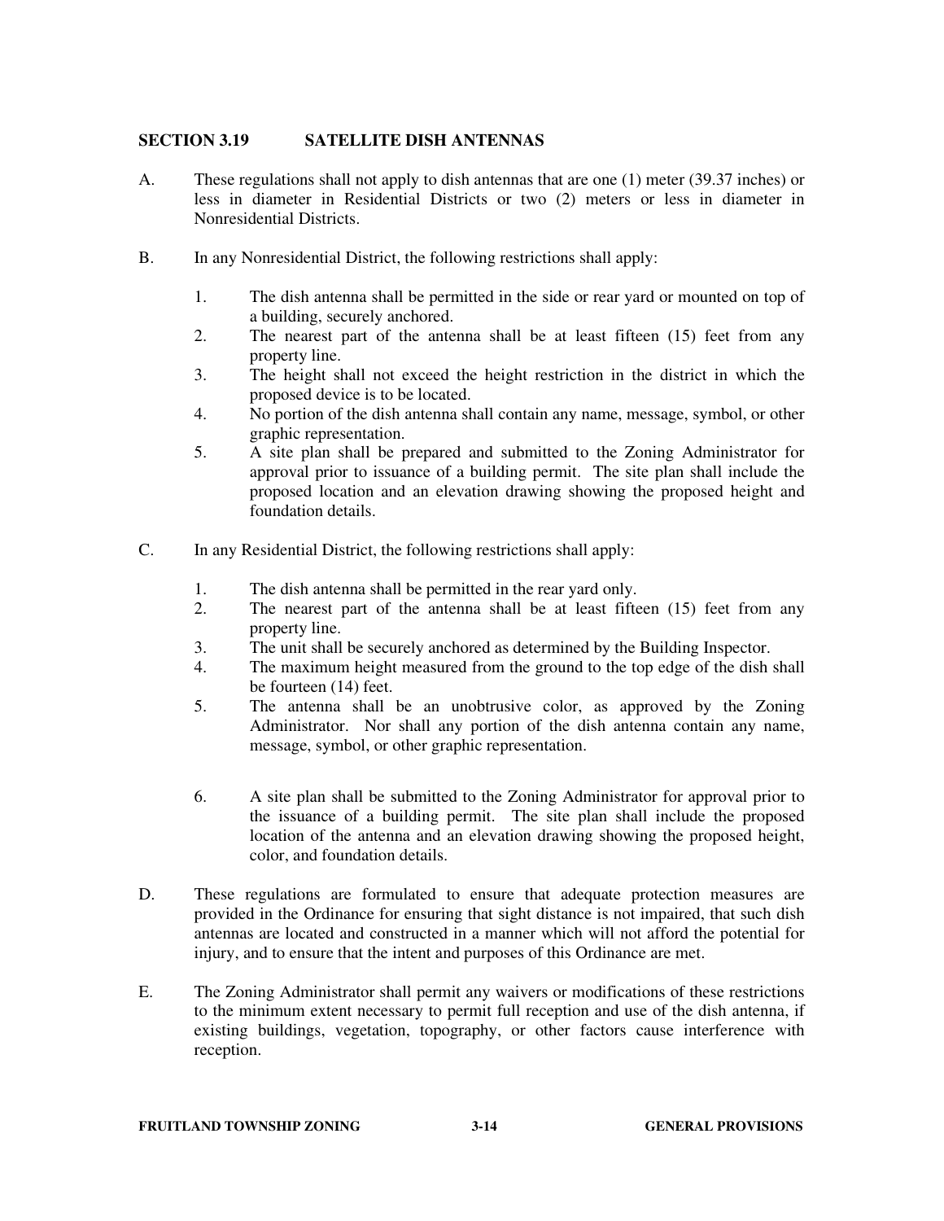## SECTION 3.19 SATELLITE DISH ANTENNAS

A. These regulations shall not apply to dish antennas that are one (1) meter (39.37 inches) or less in diameter in Residential Districts or two (2) meters or less in diameter in Nonresidential Districts.

B. In any Nonresidential District, the following restrictions shall apply:

1. The dish antenna shall be permitted in the side or rear yard or mounted on top of a building, securely anchored.
2. The nearest part of the antenna shall be at least fifteen (15) feet from any property line.
3. The height shall not exceed the height restriction in the district in which the proposed device is to be located.
4. No portion of the dish antenna shall contain any name, message, symbol, or other graphic representation.
5. A site plan shall be prepared and submitted to the Zoning Administrator for approval prior to issuance of a building permit. The site plan shall include the proposed location and an elevation drawing showing the proposed height and foundation details.

C. In any Residential District, the following restrictions shall apply:

1. The dish antenna shall be permitted in the rear yard only.
2. The nearest part of the antenna shall be at least fifteen (15) feet from any property line.
3. The unit shall be securely anchored as determined by the Building Inspector.
4. The maximum height measured from the ground to the top edge of the dish shall be fourteen (14) feet.
5. The antenna shall be an unobtrusive color, as approved by the Zoning Administrator. Nor shall any portion of the dish antenna contain any name, message, symbol, or other graphic representation.
6. A site plan shall be submitted to the Zoning Administrator for approval prior to the issuance of a building permit. The site plan shall include the proposed location of the antenna and an elevation drawing showing the proposed height, color, and foundation details.

D. These regulations are formulated to ensure that adequate protection measures are provided in the Ordinance for ensuring that sight distance is not impaired, that such dish antennas are located and constructed in a manner which will not afford the potential for injury, and to ensure that the intent and purposes of this Ordinance are met.

E. The Zoning Administrator shall permit any waivers or modifications of these restrictions to the minimum extent necessary to permit full reception and use of the dish antenna, if existing buildings, vegetation, topography, or other factors cause interference with reception.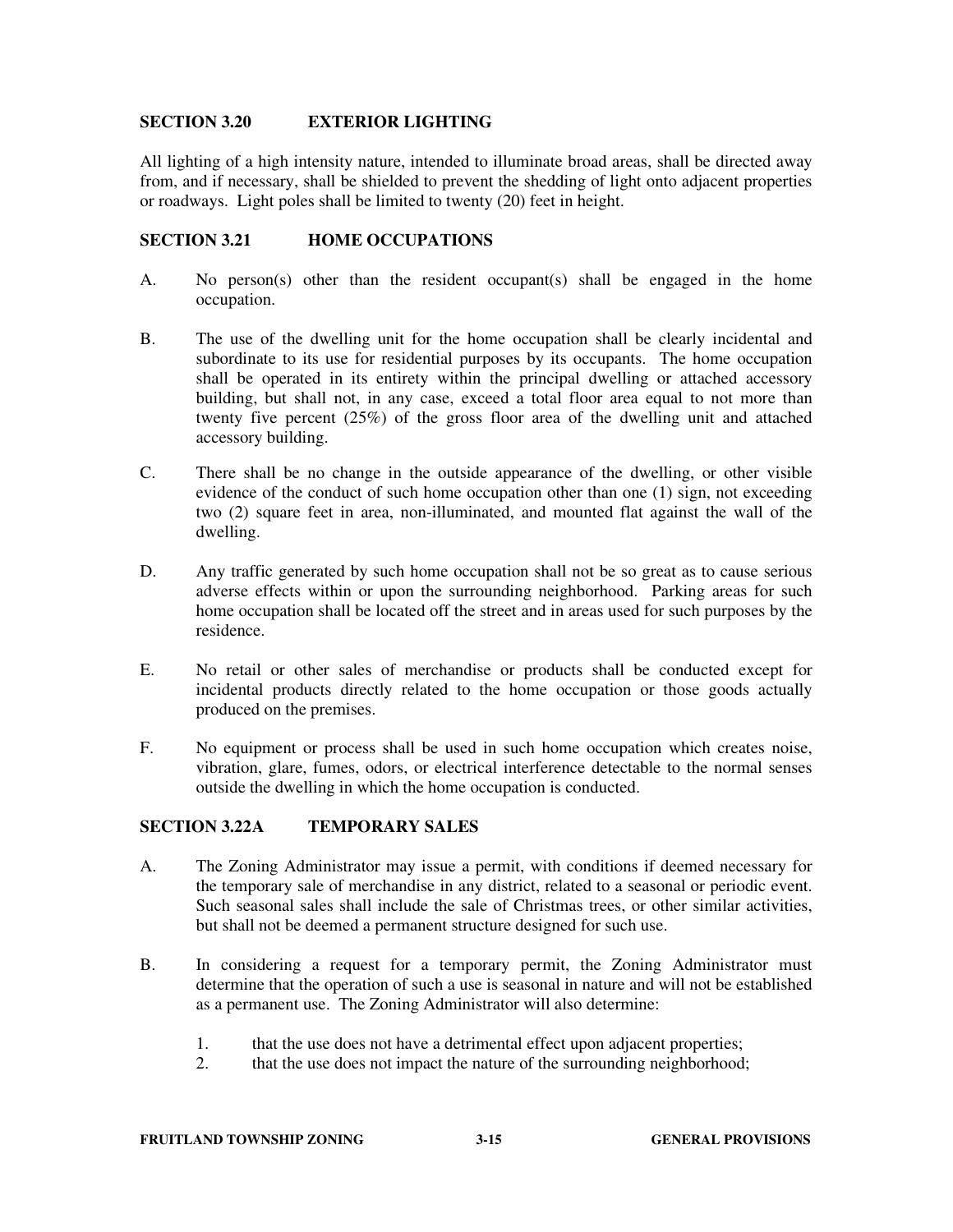## SECTION 3.20 EXTERIOR LIGHTING

All lighting of a high intensity nature, intended to illuminate broad areas, shall be directed away from, and if necessary, shall be shielded to prevent the shedding of light onto adjacent properties or roadways. Light poles shall be limited to twenty (20) feet in height.

## SECTION 3.21 HOME OCCUPATIONS

A. No person(s) other than the resident occupant(s) shall be engaged in the home occupation.

B. The use of the dwelling unit for the home occupation shall be clearly incidental and subordinate to its use for residential purposes by its occupants. The home occupation shall be operated in its entirety within the principal dwelling or attached accessory building, but shall not, in any case, exceed a total floor area equal to not more than twenty five percent (25%) of the gross floor area of the dwelling unit and attached accessory building.

C. There shall be no change in the outside appearance of the dwelling, or other visible evidence of the conduct of such home occupation other than one (1) sign, not exceeding two (2) square feet in area, non-illuminated, and mounted flat against the wall of the dwelling.

D. Any traffic generated by such home occupation shall not be so great as to cause serious adverse effects within or upon the surrounding neighborhood. Parking areas for such home occupation shall be located off the street and in areas used for such purposes by the residence.

E. No retail or other sales of merchandise or products shall be conducted except for incidental products directly related to the home occupation or those goods actually produced on the premises.

F. No equipment or process shall be used in such home occupation which creates noise, vibration, glare, fumes, odors, or electrical interference detectable to the normal senses outside the dwelling in which the home occupation is conducted.

## SECTION 3.22A TEMPORARY SALES

A. The Zoning Administrator may issue a permit, with conditions if deemed necessary for the temporary sale of merchandise in any district, related to a seasonal or periodic event. Such seasonal sales shall include the sale of Christmas trees, or other similar activities, but shall not be deemed a permanent structure designed for such use.

B. In considering a request for a temporary permit, the Zoning Administrator must determine that the operation of such a use is seasonal in nature and will not be established as a permanent use. The Zoning Administrator will also determine:

   1. that the use does not have a detrimental effect upon adjacent properties;
   2. that the use does not impact the nature of the surrounding neighborhood;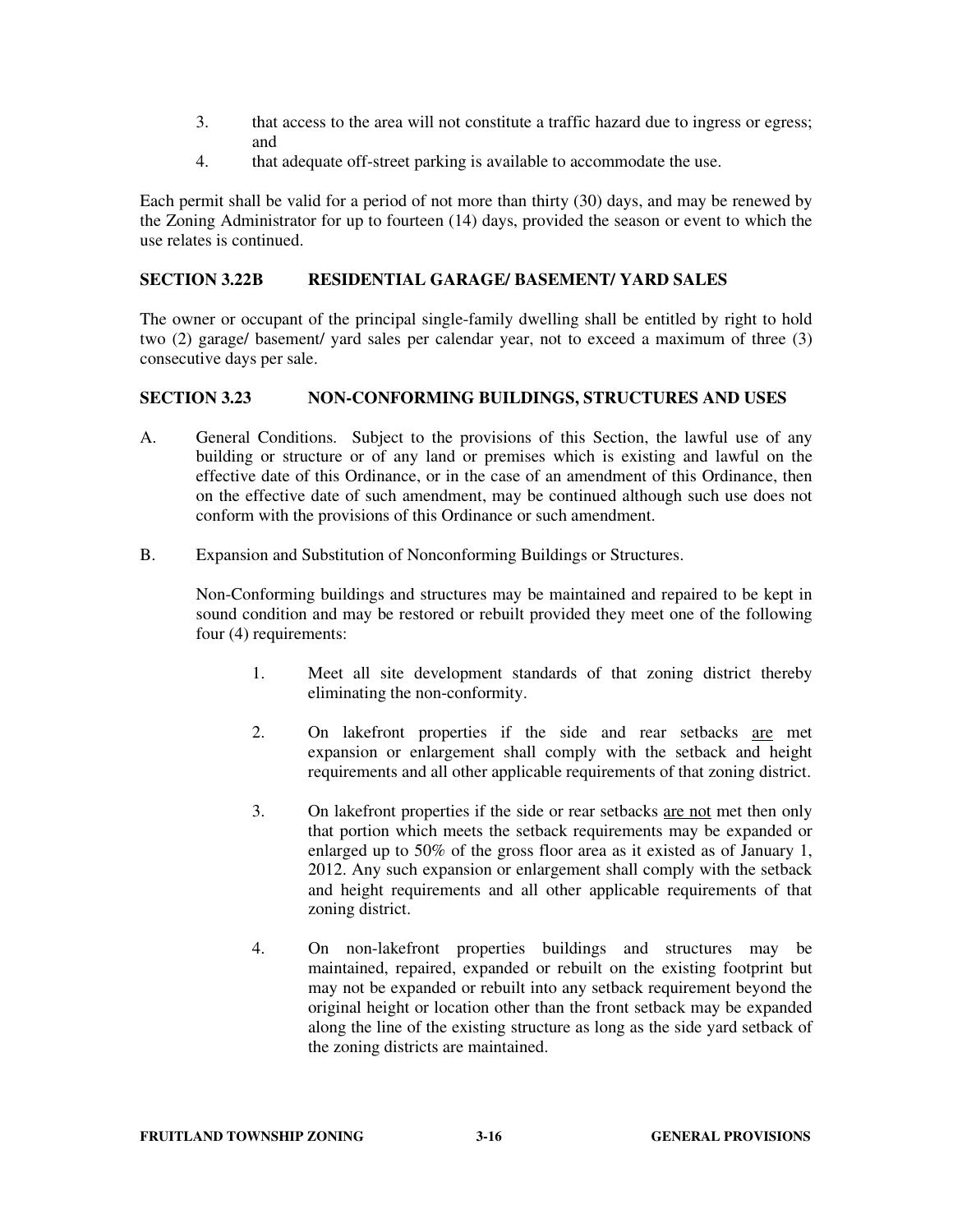3. that access to the area will not constitute a traffic hazard due to ingress or egress; and
4. that adequate off-street parking is available to accommodate the use.

Each permit shall be valid for a period of not more than thirty (30) days, and may be renewed by the Zoning Administrator for up to fourteen (14) days, provided the season or event to which the use relates is continued.

## SECTION 3.22B RESIDENTIAL GARAGE/ BASEMENT/ YARD SALES

The owner or occupant of the principal single-family dwelling shall be entitled by right to hold two (2) garage/ basement/ yard sales per calendar year, not to exceed a maximum of three (3) consecutive days per sale.

## SECTION 3.23 NON-CONFORMING BUILDINGS, STRUCTURES AND USES

A. General Conditions. Subject to the provisions of this Section, the lawful use of any building or structure or of any land or premises which is existing and lawful on the effective date of this Ordinance, or in the case of an amendment of this Ordinance, then on the effective date of such amendment, may be continued although such use does not conform with the provisions of this Ordinance or such amendment.

B. Expansion and Substitution of Nonconforming Buildings or Structures.

   Non-Conforming buildings and structures may be maintained and repaired to be kept in sound condition and may be restored or rebuilt provided they meet one of the following four (4) requirements:

   1. Meet all site development standards of that zoning district thereby eliminating the non-conformity.

   2. On lakefront properties if the side and rear setbacks <u>are</u> met expansion or enlargement shall comply with the setback and height requirements and all other applicable requirements of that zoning district.

   3. On lakefront properties if the side or rear setbacks <u>are not</u> met then only that portion which meets the setback requirements may be expanded or enlarged up to 50% of the gross floor area as it existed as of January 1, 2012. Any such expansion or enlargement shall comply with the setback and height requirements and all other applicable requirements of that zoning district.

   4. On non-lakefront properties buildings and structures may be maintained, repaired, expanded or rebuilt on the existing footprint but may not be expanded or rebuilt into any setback requirement beyond the original height or location other than the front setback may be expanded along the line of the existing structure as long as the side yard setback of the zoning districts are maintained.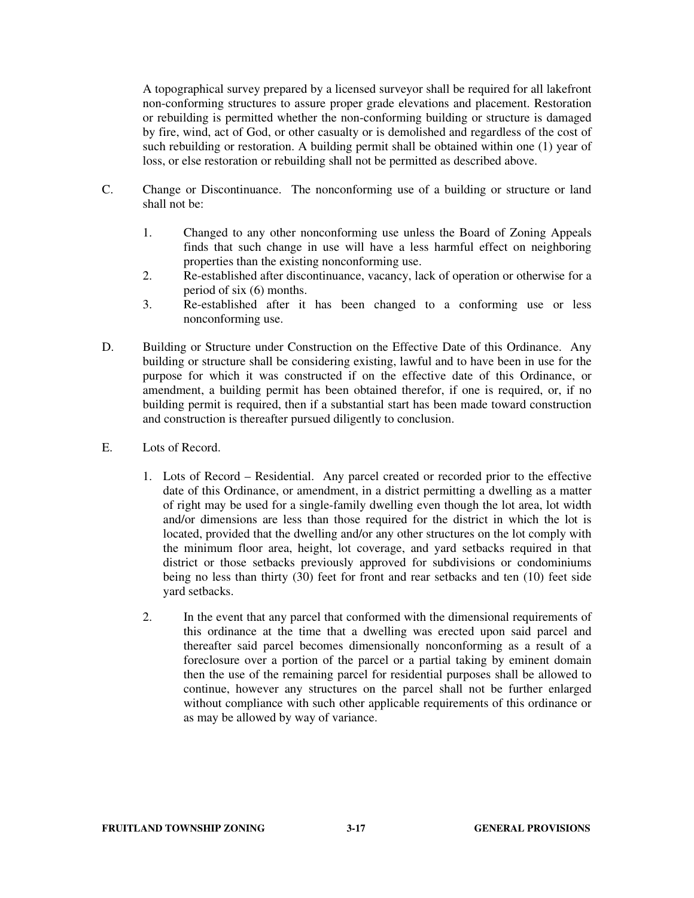A topographical survey prepared by a licensed surveyor shall be required for all lakefront non-conforming structures to assure proper grade elevations and placement. Restoration or rebuilding is permitted whether the non-conforming building or structure is damaged by fire, wind, act of God, or other casualty or is demolished and regardless of the cost of such rebuilding or restoration. A building permit shall be obtained within one (1) year of loss, or else restoration or rebuilding shall not be permitted as described above.

C. Change or Discontinuance. The nonconforming use of a building or structure or land shall not be:

1. Changed to any other nonconforming use unless the Board of Zoning Appeals finds that such change in use will have a less harmful effect on neighboring properties than the existing nonconforming use.
2. Re-established after discontinuance, vacancy, lack of operation or otherwise for a period of six (6) months.
3. Re-established after it has been changed to a conforming use or less nonconforming use.

D. Building or Structure under Construction on the Effective Date of this Ordinance. Any building or structure shall be considering existing, lawful and to have been in use for the purpose for which it was constructed if on the effective date of this Ordinance, or amendment, a building permit has been obtained therefor, if one is required, or, if no building permit is required, then if a substantial start has been made toward construction and construction is thereafter pursued diligently to conclusion.

E. Lots of Record.

1. Lots of Record – Residential. Any parcel created or recorded prior to the effective date of this Ordinance, or amendment, in a district permitting a dwelling as a matter of right may be used for a single-family dwelling even though the lot area, lot width and/or dimensions are less than those required for the district in which the lot is located, provided that the dwelling and/or any other structures on the lot comply with the minimum floor area, height, lot coverage, and yard setbacks required in that district or those setbacks previously approved for subdivisions or condominiums being no less than thirty (30) feet for front and rear setbacks and ten (10) feet side yard setbacks.

2. In the event that any parcel that conformed with the dimensional requirements of this ordinance at the time that a dwelling was erected upon said parcel and thereafter said parcel becomes dimensionally nonconforming as a result of a foreclosure over a portion of the parcel or a partial taking by eminent domain then the use of the remaining parcel for residential purposes shall be allowed to continue, however any structures on the parcel shall not be further enlarged without compliance with such other applicable requirements of this ordinance or as may be allowed by way of variance.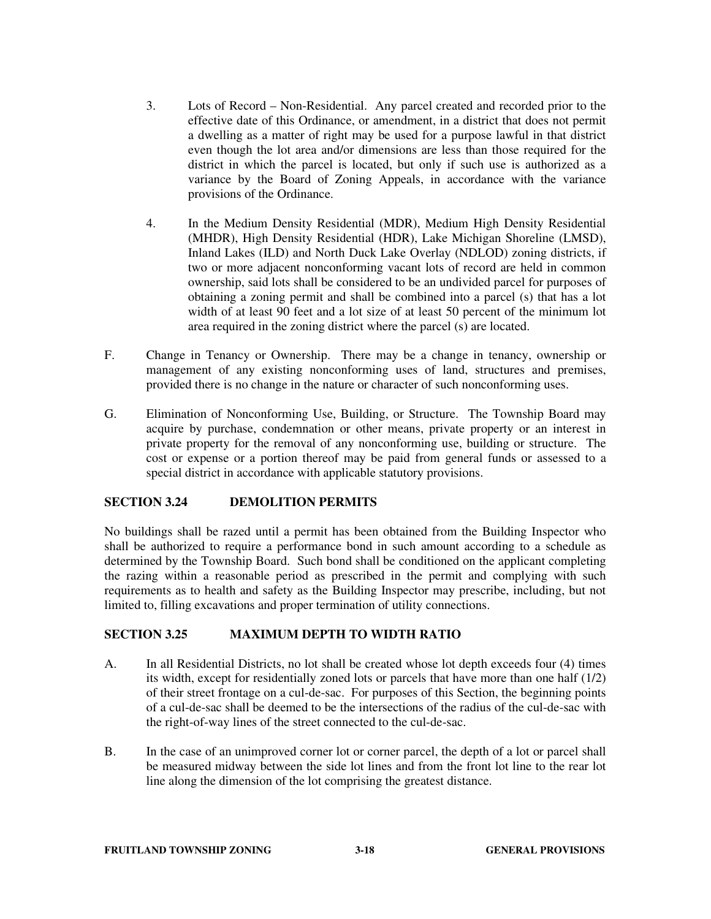3. Lots of Record – Non-Residential. Any parcel created and recorded prior to the effective date of this Ordinance, or amendment, in a district that does not permit a dwelling as a matter of right may be used for a purpose lawful in that district even though the lot area and/or dimensions are less than those required for the district in which the parcel is located, but only if such use is authorized as a variance by the Board of Zoning Appeals, in accordance with the variance provisions of the Ordinance.

4. In the Medium Density Residential (MDR), Medium High Density Residential (MHDR), High Density Residential (HDR), Lake Michigan Shoreline (LMSD), Inland Lakes (ILD) and North Duck Lake Overlay (NDLOD) zoning districts, if two or more adjacent nonconforming vacant lots of record are held in common ownership, said lots shall be considered to be an undivided parcel for purposes of obtaining a zoning permit and shall be combined into a parcel (s) that has a lot width of at least 90 feet and a lot size of at least 50 percent of the minimum lot area required in the zoning district where the parcel (s) are located.

F. Change in Tenancy or Ownership. There may be a change in tenancy, ownership or management of any existing nonconforming uses of land, structures and premises, provided there is no change in the nature or character of such nonconforming uses.

G. Elimination of Nonconforming Use, Building, or Structure. The Township Board may acquire by purchase, condemnation or other means, private property or an interest in private property for the removal of any nonconforming use, building or structure. The cost or expense or a portion thereof may be paid from general funds or assessed to a special district in accordance with applicable statutory provisions.

## SECTION 3.24 DEMOLITION PERMITS

No buildings shall be razed until a permit has been obtained from the Building Inspector who shall be authorized to require a performance bond in such amount according to a schedule as determined by the Township Board. Such bond shall be conditioned on the applicant completing the razing within a reasonable period as prescribed in the permit and complying with such requirements as to health and safety as the Building Inspector may prescribe, including, but not limited to, filling excavations and proper termination of utility connections.

## SECTION 3.25 MAXIMUM DEPTH TO WIDTH RATIO

A. In all Residential Districts, no lot shall be created whose lot depth exceeds four (4) times its width, except for residentially zoned lots or parcels that have more than one half (1/2) of their street frontage on a cul-de-sac. For purposes of this Section, the beginning points of a cul-de-sac shall be deemed to be the intersections of the radius of the cul-de-sac with the right-of-way lines of the street connected to the cul-de-sac.

B. In the case of an unimproved corner lot or corner parcel, the depth of a lot or parcel shall be measured midway between the side lot lines and from the front lot line to the rear lot line along the dimension of the lot comprising the greatest distance.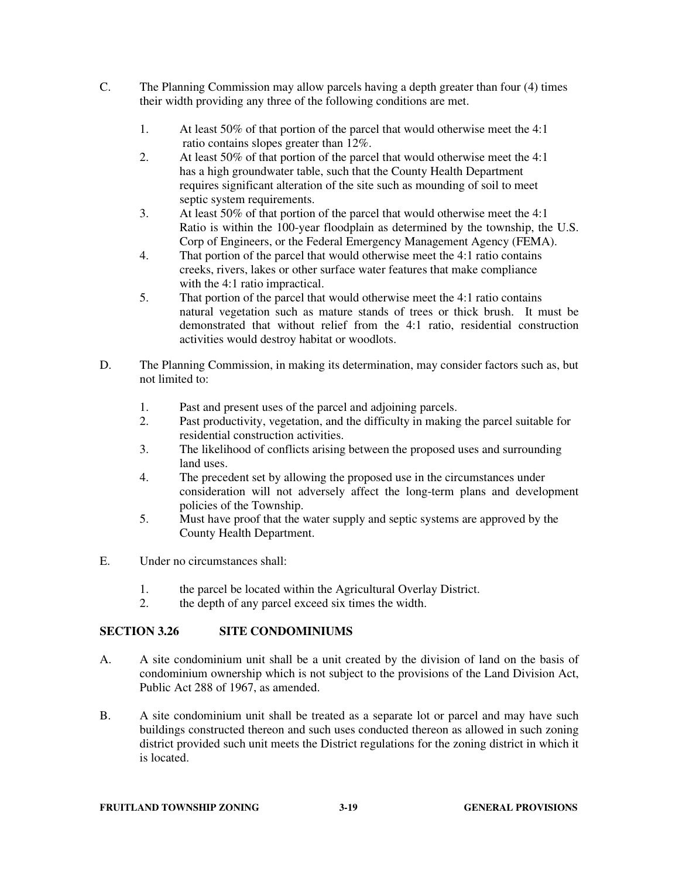C. The Planning Commission may allow parcels having a depth greater than four (4) times their width providing any three of the following conditions are met.

1. At least 50% of that portion of the parcel that would otherwise meet the 4:1 ratio contains slopes greater than 12%.
2. At least 50% of that portion of the parcel that would otherwise meet the 4:1 has a high groundwater table, such that the County Health Department requires significant alteration of the site such as mounding of soil to meet septic system requirements.
3. At least 50% of that portion of the parcel that would otherwise meet the 4:1 Ratio is within the 100-year floodplain as determined by the township, the U.S. Corp of Engineers, or the Federal Emergency Management Agency (FEMA).
4. That portion of the parcel that would otherwise meet the 4:1 ratio contains creeks, rivers, lakes or other surface water features that make compliance with the 4:1 ratio impractical.
5. That portion of the parcel that would otherwise meet the 4:1 ratio contains natural vegetation such as mature stands of trees or thick brush. It must be demonstrated that without relief from the 4:1 ratio, residential construction activities would destroy habitat or woodlots.

D. The Planning Commission, in making its determination, may consider factors such as, but not limited to:

1. Past and present uses of the parcel and adjoining parcels.
2. Past productivity, vegetation, and the difficulty in making the parcel suitable for residential construction activities.
3. The likelihood of conflicts arising between the proposed uses and surrounding land uses.
4. The precedent set by allowing the proposed use in the circumstances under consideration will not adversely affect the long-term plans and development policies of the Township.
5. Must have proof that the water supply and septic systems are approved by the County Health Department.

E. Under no circumstances shall:

1. the parcel be located within the Agricultural Overlay District.
2. the depth of any parcel exceed six times the width.

## SECTION 3.26 SITE CONDOMINIUMS

A. A site condominium unit shall be a unit created by the division of land on the basis of condominium ownership which is not subject to the provisions of the Land Division Act, Public Act 288 of 1967, as amended.

B. A site condominium unit shall be treated as a separate lot or parcel and may have such buildings constructed thereon and such uses conducted thereon as allowed in such zoning district provided such unit meets the District regulations for the zoning district in which it is located.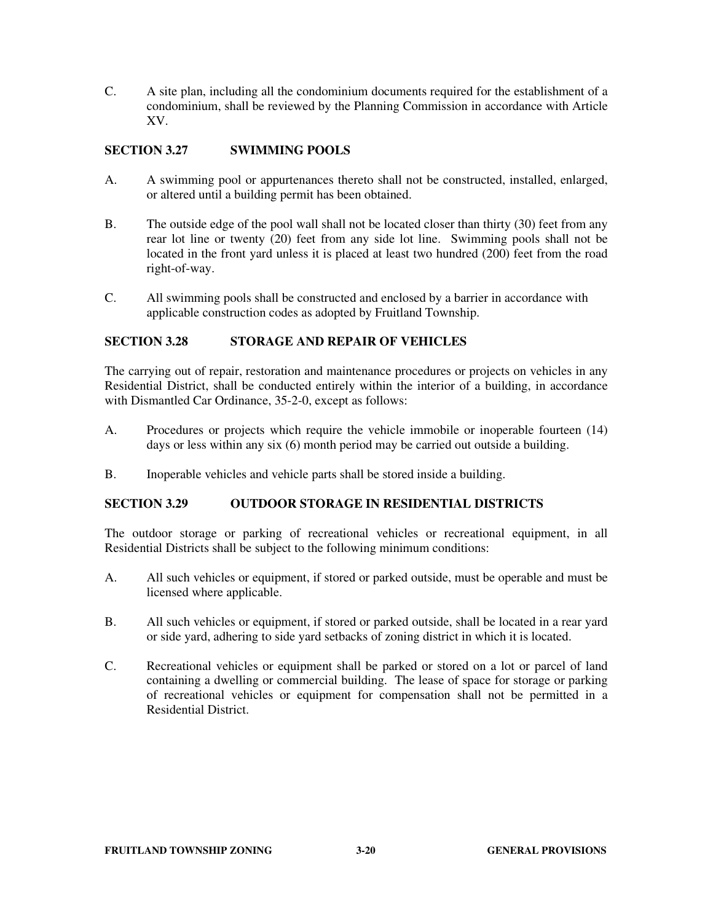C. A site plan, including all the condominium documents required for the establishment of a condominium, shall be reviewed by the Planning Commission in accordance with Article XV.

## SECTION 3.27 SWIMMING POOLS

A. A swimming pool or appurtenances thereto shall not be constructed, installed, enlarged, or altered until a building permit has been obtained.

B. The outside edge of the pool wall shall not be located closer than thirty (30) feet from any rear lot line or twenty (20) feet from any side lot line. Swimming pools shall not be located in the front yard unless it is placed at least two hundred (200) feet from the road right-of-way.

C. All swimming pools shall be constructed and enclosed by a barrier in accordance with applicable construction codes as adopted by Fruitland Township.

## SECTION 3.28 STORAGE AND REPAIR OF VEHICLES

The carrying out of repair, restoration and maintenance procedures or projects on vehicles in any Residential District, shall be conducted entirely within the interior of a building, in accordance with Dismantled Car Ordinance, 35-2-0, except as follows:

A. Procedures or projects which require the vehicle immobile or inoperable fourteen (14) days or less within any six (6) month period may be carried out outside a building.

B. Inoperable vehicles and vehicle parts shall be stored inside a building.

## SECTION 3.29 OUTDOOR STORAGE IN RESIDENTIAL DISTRICTS

The outdoor storage or parking of recreational vehicles or recreational equipment, in all Residential Districts shall be subject to the following minimum conditions:

A. All such vehicles or equipment, if stored or parked outside, must be operable and must be licensed where applicable.

B. All such vehicles or equipment, if stored or parked outside, shall be located in a rear yard or side yard, adhering to side yard setbacks of zoning district in which it is located.

C. Recreational vehicles or equipment shall be parked or stored on a lot or parcel of land containing a dwelling or commercial building. The lease of space for storage or parking of recreational vehicles or equipment for compensation shall not be permitted in a Residential District.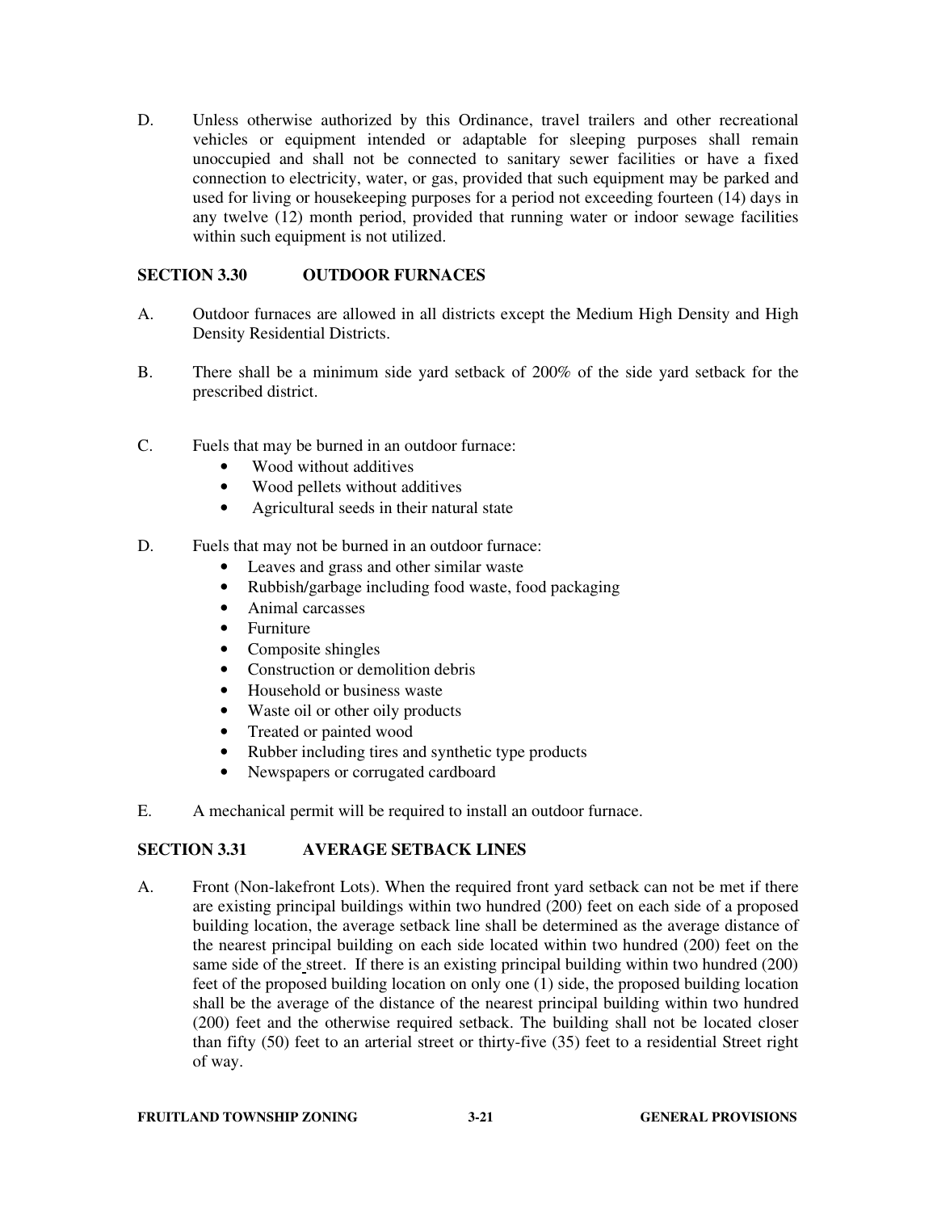D. Unless otherwise authorized by this Ordinance, travel trailers and other recreational vehicles or equipment intended or adaptable for sleeping purposes shall remain unoccupied and shall not be connected to sanitary sewer facilities or have a fixed connection to electricity, water, or gas, provided that such equipment may be parked and used for living or housekeeping purposes for a period not exceeding fourteen (14) days in any twelve (12) month period, provided that running water or indoor sewage facilities within such equipment is not utilized.

## SECTION 3.30 OUTDOOR FURNACES

A. Outdoor furnaces are allowed in all districts except the Medium High Density and High Density Residential Districts.

B. There shall be a minimum side yard setback of 200% of the side yard setback for the prescribed district.

C. Fuels that may be burned in an outdoor furnace:

- Wood without additives
- Wood pellets without additives
- Agricultural seeds in their natural state

D. Fuels that may not be burned in an outdoor furnace:

- Leaves and grass and other similar waste
- Rubbish/garbage including food waste, food packaging
- Animal carcasses
- Furniture
- Composite shingles
- Construction or demolition debris
- Household or business waste
- Waste oil or other oily products
- Treated or painted wood
- Rubber including tires and synthetic type products
- Newspapers or corrugated cardboard

E. A mechanical permit will be required to install an outdoor furnace.

## SECTION 3.31 AVERAGE SETBACK LINES

A. Front (Non-lakefront Lots). When the required front yard setback can not be met if there are existing principal buildings within two hundred (200) feet on each side of a proposed building location, the average setback line shall be determined as the average distance of the nearest principal building on each side located within two hundred (200) feet on the same side of the street. If there is an existing principal building within two hundred (200) feet of the proposed building location on only one (1) side, the proposed building location shall be the average of the distance of the nearest principal building within two hundred (200) feet and the otherwise required setback. The building shall not be located closer than fifty (50) feet to an arterial street or thirty-five (35) feet to a residential Street right of way.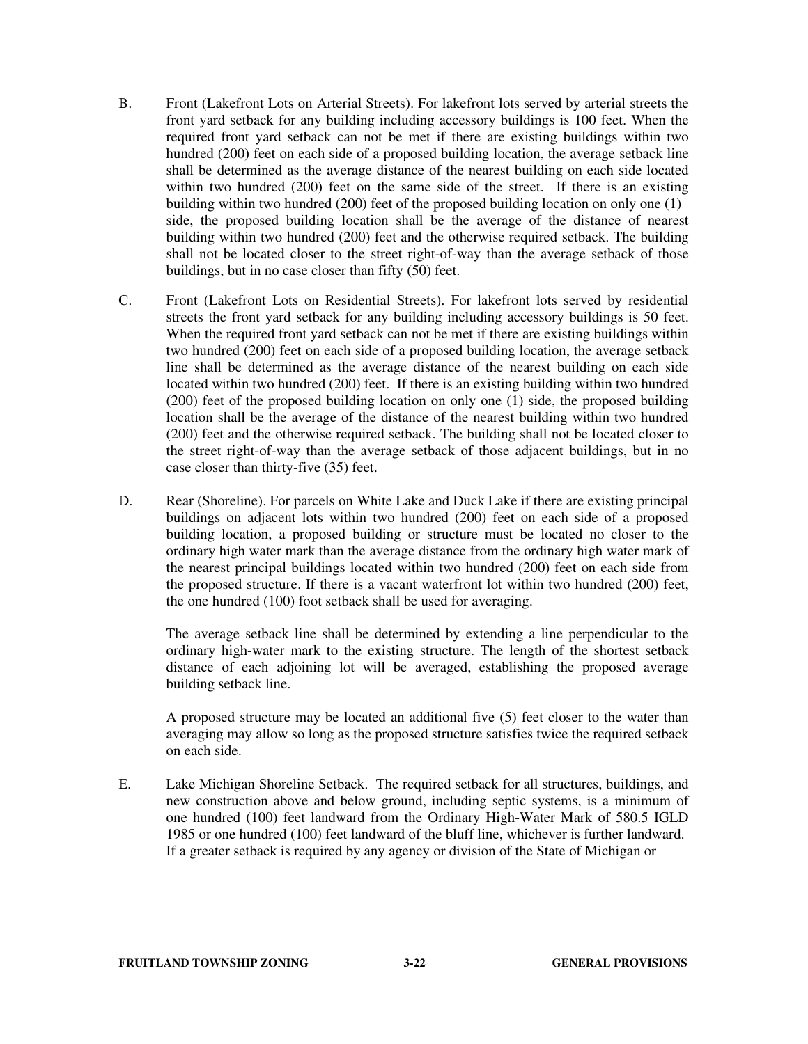B. Front (Lakefront Lots on Arterial Streets). For lakefront lots served by arterial streets the front yard setback for any building including accessory buildings is 100 feet. When the required front yard setback can not be met if there are existing buildings within two hundred (200) feet on each side of a proposed building location, the average setback line shall be determined as the average distance of the nearest building on each side located within two hundred (200) feet on the same side of the street. If there is an existing building within two hundred (200) feet of the proposed building location on only one (1) side, the proposed building location shall be the average of the distance of nearest building within two hundred (200) feet and the otherwise required setback. The building shall not be located closer to the street right-of-way than the average setback of those buildings, but in no case closer than fifty (50) feet.

C. Front (Lakefront Lots on Residential Streets). For lakefront lots served by residential streets the front yard setback for any building including accessory buildings is 50 feet. When the required front yard setback can not be met if there are existing buildings within two hundred (200) feet on each side of a proposed building location, the average setback line shall be determined as the average distance of the nearest building on each side located within two hundred (200) feet. If there is an existing building within two hundred (200) feet of the proposed building location on only one (1) side, the proposed building location shall be the average of the distance of the nearest building within two hundred (200) feet and the otherwise required setback. The building shall not be located closer to the street right-of-way than the average setback of those adjacent buildings, but in no case closer than thirty-five (35) feet.

D. Rear (Shoreline). For parcels on White Lake and Duck Lake if there are existing principal buildings on adjacent lots within two hundred (200) feet on each side of a proposed building location, a proposed building or structure must be located no closer to the ordinary high water mark than the average distance from the ordinary high water mark of the nearest principal buildings located within two hundred (200) feet on each side from the proposed structure. If there is a vacant waterfront lot within two hundred (200) feet, the one hundred (100) foot setback shall be used for averaging.

The average setback line shall be determined by extending a line perpendicular to the ordinary high-water mark to the existing structure. The length of the shortest setback distance of each adjoining lot will be averaged, establishing the proposed average building setback line.

A proposed structure may be located an additional five (5) feet closer to the water than averaging may allow so long as the proposed structure satisfies twice the required setback on each side.

E. Lake Michigan Shoreline Setback. The required setback for all structures, buildings, and new construction above and below ground, including septic systems, is a minimum of one hundred (100) feet landward from the Ordinary High-Water Mark of 580.5 IGLD 1985 or one hundred (100) feet landward of the bluff line, whichever is further landward. If a greater setback is required by any agency or division of the State of Michigan or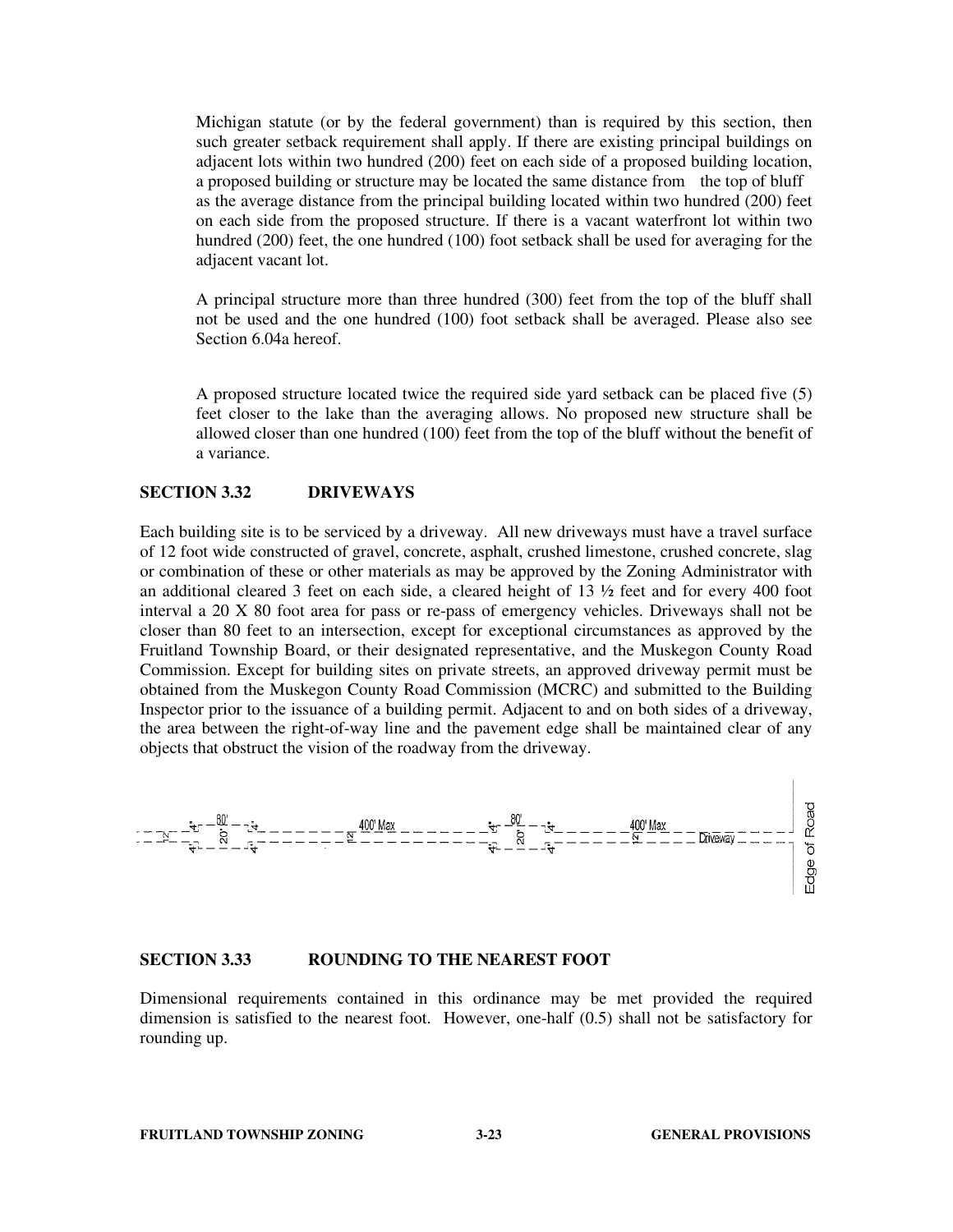Michigan statute (or by the federal government) than is required by this section, then such greater setback requirement shall apply. If there are existing principal buildings on adjacent lots within two hundred (200) feet on each side of a proposed building location, a proposed building or structure may be located the same distance from the top of bluff as the average distance from the principal building located within two hundred (200) feet on each side from the proposed structure. If there is a vacant waterfront lot within two hundred (200) feet, the one hundred (100) foot setback shall be used for averaging for the adjacent vacant lot.

A principal structure more than three hundred (300) feet from the top of the bluff shall not be used and the one hundred (100) foot setback shall be averaged. Please also see Section 6.04a hereof.

A proposed structure located twice the required side yard setback can be placed five (5) feet closer to the lake than the averaging allows. No proposed new structure shall be allowed closer than one hundred (100) feet from the top of the bluff without the benefit of a variance.

## SECTION 3.32 DRIVEWAYS

Each building site is to be serviced by a driveway. All new driveways must have a travel surface of 12 foot wide constructed of gravel, concrete, asphalt, crushed limestone, crushed concrete, slag or combination of these or other materials as may be approved by the Zoning Administrator with an additional cleared 3 feet on each side, a cleared height of 13 ½ feet and for every 400 foot interval a 20 X 80 foot area for pass or re-pass of emergency vehicles. Driveways shall not be closer than 80 feet to an intersection, except for exceptional circumstances as approved by the Fruitland Township Board, or their designated representative, and the Muskegon County Road Commission. Except for building sites on private streets, an approved driveway permit must be obtained from the Muskegon County Road Commission (MCRC) and submitted to the Building Inspector prior to the issuance of a building permit. Adjacent to and on both sides of a driveway, the area between the right-of-way line and the pavement edge shall be maintained clear of any objects that obstruct the vision of the roadway from the driveway.

12' 4' 80' 4' 20' 4' 4' 400' Max 12' 4' 80' 4' 20' 4' 4' 400' Max 12' Driveway Edge of Road

## SECTION 3.33 ROUNDING TO THE NEAREST FOOT

Dimensional requirements contained in this ordinance may be met provided the required dimension is satisfied to the nearest foot. However, one-half (0.5) shall not be satisfactory for rounding up.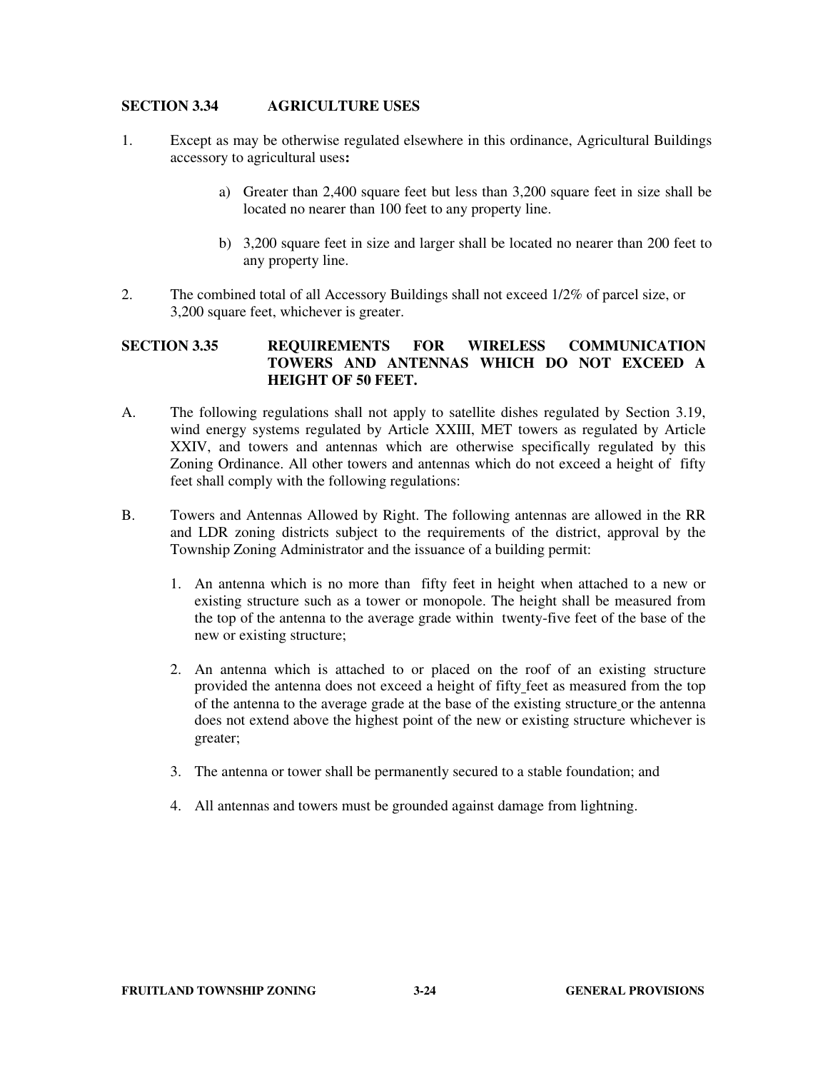## SECTION 3.34 AGRICULTURE USES

1. Except as may be otherwise regulated elsewhere in this ordinance, Agricultural Buildings accessory to agricultural uses**:**

    a) Greater than 2,400 square feet but less than 3,200 square feet in size shall be located no nearer than 100 feet to any property line.

    b) 3,200 square feet in size and larger shall be located no nearer than 200 feet to any property line.

2. The combined total of all Accessory Buildings shall not exceed 1/2% of parcel size, or 3,200 square feet, whichever is greater.

## SECTION 3.35 REQUIREMENTS FOR WIRELESS COMMUNICATION TOWERS AND ANTENNAS WHICH DO NOT EXCEED A HEIGHT OF 50 FEET.

A. The following regulations shall not apply to satellite dishes regulated by Section 3.19, wind energy systems regulated by Article XXIII, MET towers as regulated by Article XXIV, and towers and antennas which are otherwise specifically regulated by this Zoning Ordinance. All other towers and antennas which do not exceed a height of fifty feet shall comply with the following regulations:

B. Towers and Antennas Allowed by Right. The following antennas are allowed in the RR and LDR zoning districts subject to the requirements of the district, approval by the Township Zoning Administrator and the issuance of a building permit:

    1. An antenna which is no more than fifty feet in height when attached to a new or existing structure such as a tower or monopole. The height shall be measured from the top of the antenna to the average grade within twenty-five feet of the base of the new or existing structure;

    2. An antenna which is attached to or placed on the roof of an existing structure provided the antenna does not exceed a height of fifty feet as measured from the top of the antenna to the average grade at the base of the existing structure or the antenna does not extend above the highest point of the new or existing structure whichever is greater;

    3. The antenna or tower shall be permanently secured to a stable foundation; and

    4. All antennas and towers must be grounded against damage from lightning.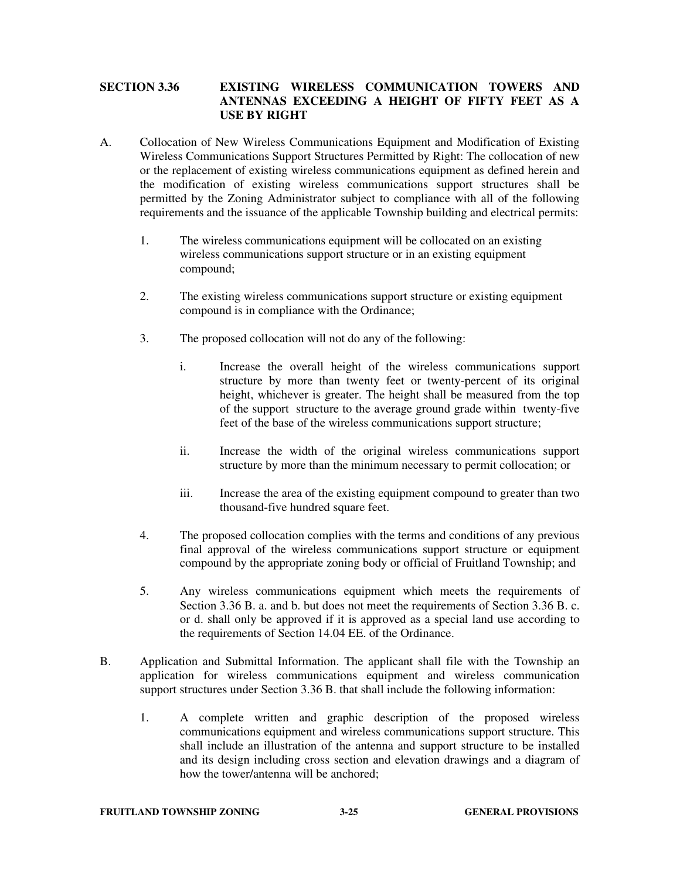## SECTION 3.36 EXISTING WIRELESS COMMUNICATION TOWERS AND ANTENNAS EXCEEDING A HEIGHT OF FIFTY FEET AS A USE BY RIGHT

A. Collocation of New Wireless Communications Equipment and Modification of Existing Wireless Communications Support Structures Permitted by Right: The collocation of new or the replacement of existing wireless communications equipment as defined herein and the modification of existing wireless communications support structures shall be permitted by the Zoning Administrator subject to compliance with all of the following requirements and the issuance of the applicable Township building and electrical permits:

   1. The wireless communications equipment will be collocated on an existing wireless communications support structure or in an existing equipment compound;

   2. The existing wireless communications support structure or existing equipment compound is in compliance with the Ordinance;

   3. The proposed collocation will not do any of the following:

      i. Increase the overall height of the wireless communications support structure by more than twenty feet or twenty-percent of its original height, whichever is greater. The height shall be measured from the top of the support structure to the average ground grade within twenty-five feet of the base of the wireless communications support structure;

      ii. Increase the width of the original wireless communications support structure by more than the minimum necessary to permit collocation; or

      iii. Increase the area of the existing equipment compound to greater than two thousand-five hundred square feet.

   4. The proposed collocation complies with the terms and conditions of any previous final approval of the wireless communications support structure or equipment compound by the appropriate zoning body or official of Fruitland Township; and

   5. Any wireless communications equipment which meets the requirements of Section 3.36 B. a. and b. but does not meet the requirements of Section 3.36 B. c. or d. shall only be approved if it is approved as a special land use according to the requirements of Section 14.04 EE. of the Ordinance.

B. Application and Submittal Information. The applicant shall file with the Township an application for wireless communications equipment and wireless communication support structures under Section 3.36 B. that shall include the following information:

   1. A complete written and graphic description of the proposed wireless communications equipment and wireless communications support structure. This shall include an illustration of the antenna and support structure to be installed and its design including cross section and elevation drawings and a diagram of how the tower/antenna will be anchored;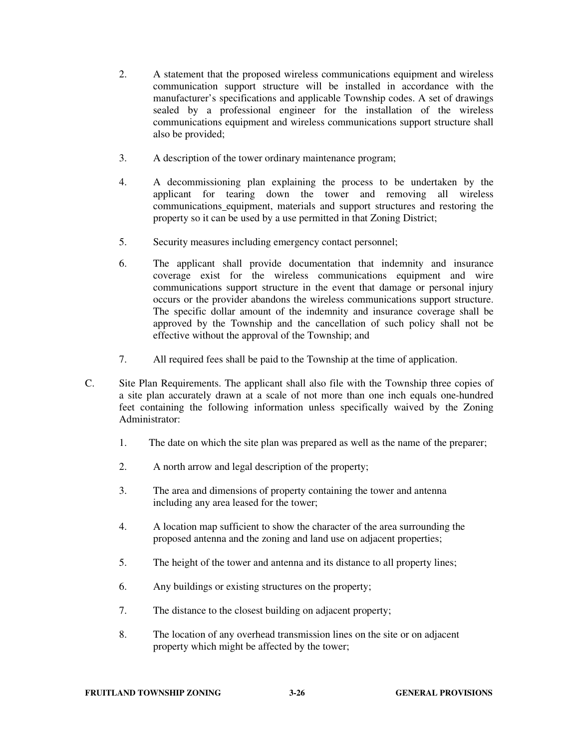2. A statement that the proposed wireless communications equipment and wireless communication support structure will be installed in accordance with the manufacturer's specifications and applicable Township codes. A set of drawings sealed by a professional engineer for the installation of the wireless communications equipment and wireless communications support structure shall also be provided;

3. A description of the tower ordinary maintenance program;

4. A decommissioning plan explaining the process to be undertaken by the applicant for tearing down the tower and removing all wireless communications_equipment, materials and support structures and restoring the property so it can be used by a use permitted in that Zoning District;

5. Security measures including emergency contact personnel;

6. The applicant shall provide documentation that indemnity and insurance coverage exist for the wireless communications equipment and wire communications support structure in the event that damage or personal injury occurs or the provider abandons the wireless communications support structure. The specific dollar amount of the indemnity and insurance coverage shall be approved by the Township and the cancellation of such policy shall not be effective without the approval of the Township; and

7. All required fees shall be paid to the Township at the time of application.

C. Site Plan Requirements. The applicant shall also file with the Township three copies of a site plan accurately drawn at a scale of not more than one inch equals one-hundred feet containing the following information unless specifically waived by the Zoning Administrator:

   1. The date on which the site plan was prepared as well as the name of the preparer;

   2. A north arrow and legal description of the property;

   3. The area and dimensions of property containing the tower and antenna including any area leased for the tower;

   4. A location map sufficient to show the character of the area surrounding the proposed antenna and the zoning and land use on adjacent properties;

   5. The height of the tower and antenna and its distance to all property lines;

   6. Any buildings or existing structures on the property;

   7. The distance to the closest building on adjacent property;

   8. The location of any overhead transmission lines on the site or on adjacent property which might be affected by the tower;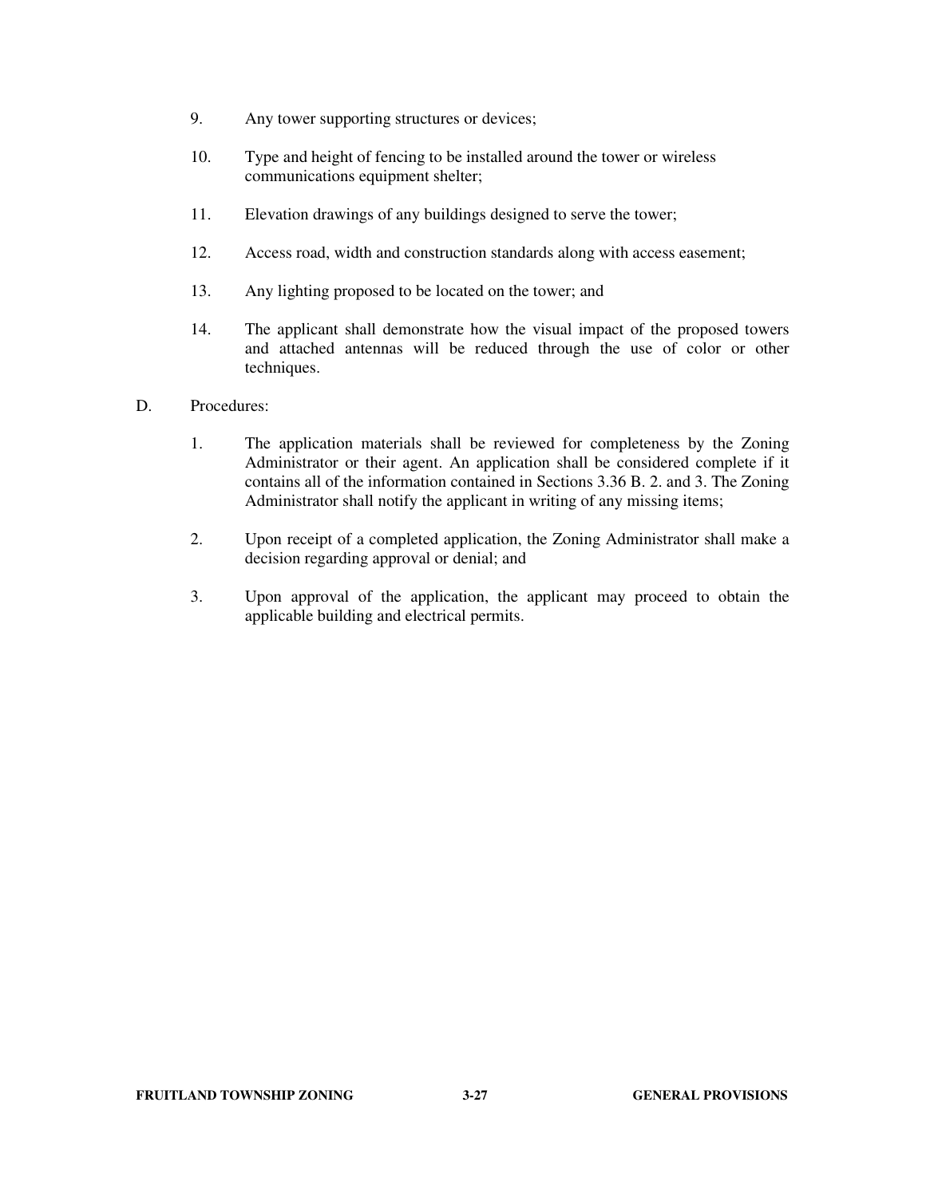9. Any tower supporting structures or devices;

10. Type and height of fencing to be installed around the tower or wireless communications equipment shelter;

11. Elevation drawings of any buildings designed to serve the tower;

12. Access road, width and construction standards along with access easement;

13. Any lighting proposed to be located on the tower; and

14. The applicant shall demonstrate how the visual impact of the proposed towers and attached antennas will be reduced through the use of color or other techniques.

D. Procedures:

1. The application materials shall be reviewed for completeness by the Zoning Administrator or their agent. An application shall be considered complete if it contains all of the information contained in Sections 3.36 B. 2. and 3. The Zoning Administrator shall notify the applicant in writing of any missing items;

2. Upon receipt of a completed application, the Zoning Administrator shall make a decision regarding approval or denial; and

3. Upon approval of the application, the applicant may proceed to obtain the applicable building and electrical permits.